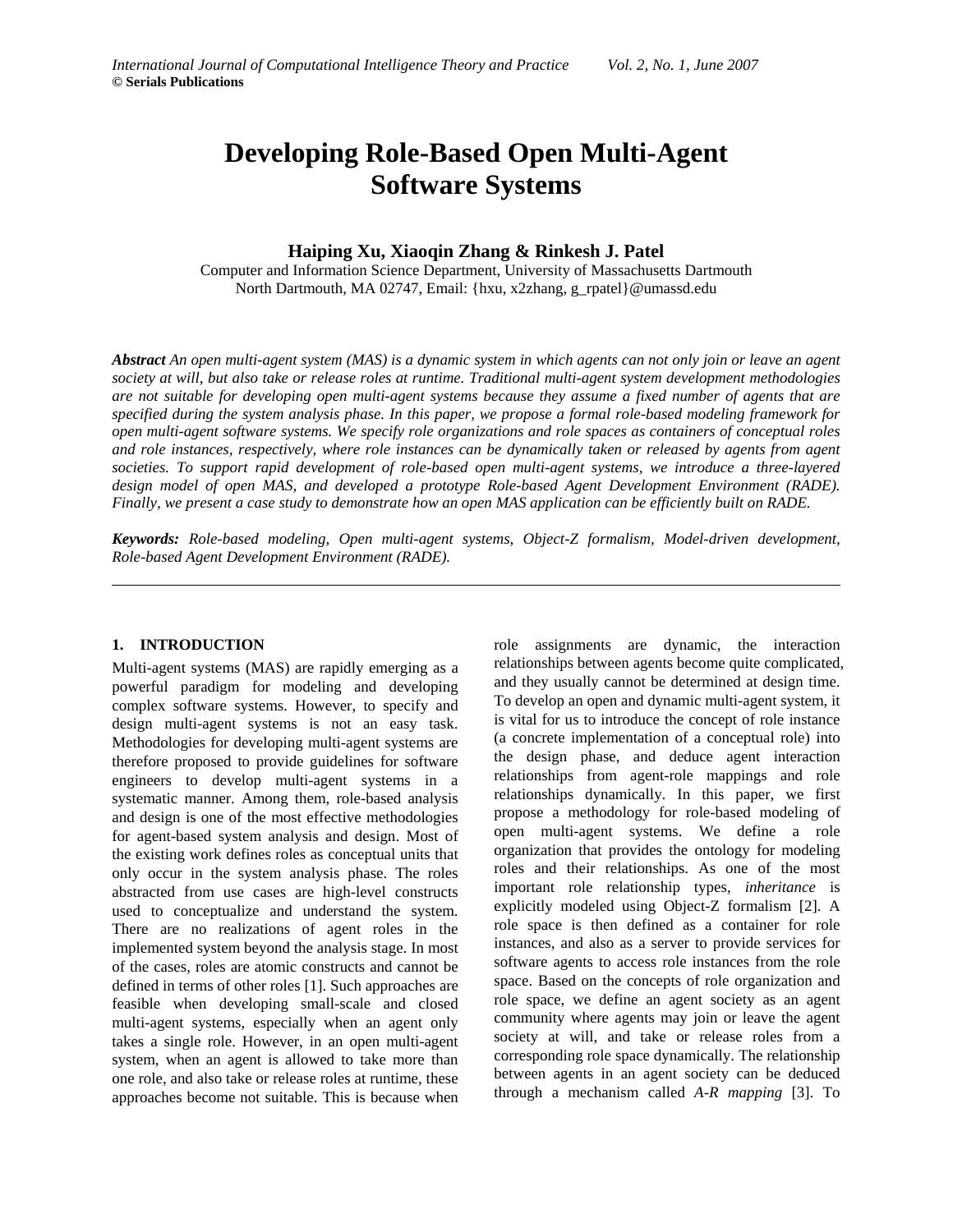# Developing Role-Based Open Multi-Agent Software Systems

**Haiping Xu, Xiaoqin Zhang & Rinkesh J. Patel**

Computer and Information Science Department, University of Massachusetts Dartmouth
North Dartmouth, MA 02747, Email: {hxu, x2zhang, g_rpatel}@umassd.edu

***Abstract*** *An open multi-agent system (MAS) is a dynamic system in which agents can not only join or leave an agent society at will, but also take or release roles at runtime. Traditional multi-agent system development methodologies are not suitable for developing open multi-agent systems because they assume a fixed number of agents that are specified during the system analysis phase. In this paper, we propose a formal role-based modeling framework for open multi-agent software systems. We specify role organizations and role spaces as containers of conceptual roles and role instances, respectively, where role instances can be dynamically taken or released by agents from agent societies. To support rapid development of role-based open multi-agent systems, we introduce a three-layered design model of open MAS, and developed a prototype Role-based Agent Development Environment (RADE). Finally, we present a case study to demonstrate how an open MAS application can be efficiently built on RADE.*

***Keywords:*** *Role-based modeling, Open multi-agent systems, Object-Z formalism, Model-driven development, Role-based Agent Development Environment (RADE).*

---

## 1. INTRODUCTION

Multi-agent systems (MAS) are rapidly emerging as a powerful paradigm for modeling and developing complex software systems. However, to specify and design multi-agent systems is not an easy task. Methodologies for developing multi-agent systems are therefore proposed to provide guidelines for software engineers to develop multi-agent systems in a systematic manner. Among them, role-based analysis and design is one of the most effective methodologies for agent-based system analysis and design. Most of the existing work defines roles as conceptual units that only occur in the system analysis phase. The roles abstracted from use cases are high-level constructs used to conceptualize and understand the system. There are no realizations of agent roles in the implemented system beyond the analysis stage. In most of the cases, roles are atomic constructs and cannot be defined in terms of other roles [1]. Such approaches are feasible when developing small-scale and closed multi-agent systems, especially when an agent only takes a single role. However, in an open multi-agent system, when an agent is allowed to take more than one role, and also take or release roles at runtime, these approaches become not suitable. This is because when role assignments are dynamic, the interaction relationships between agents become quite complicated, and they usually cannot be determined at design time. To develop an open and dynamic multi-agent system, it is vital for us to introduce the concept of role instance (a concrete implementation of a conceptual role) into the design phase, and deduce agent interaction relationships from agent-role mappings and role relationships dynamically. In this paper, we first propose a methodology for role-based modeling of open multi-agent systems. We define a role organization that provides the ontology for modeling roles and their relationships. As one of the most important role relationship types, *inheritance* is explicitly modeled using Object-Z formalism [2]. A role space is then defined as a container for role instances, and also as a server to provide services for software agents to access role instances from the role space. Based on the concepts of role organization and role space, we define an agent society as an agent community where agents may join or leave the agent society at will, and take or release roles from a corresponding role space dynamically. The relationship between agents in an agent society can be deduced through a mechanism called *A-R mapping* [3]. To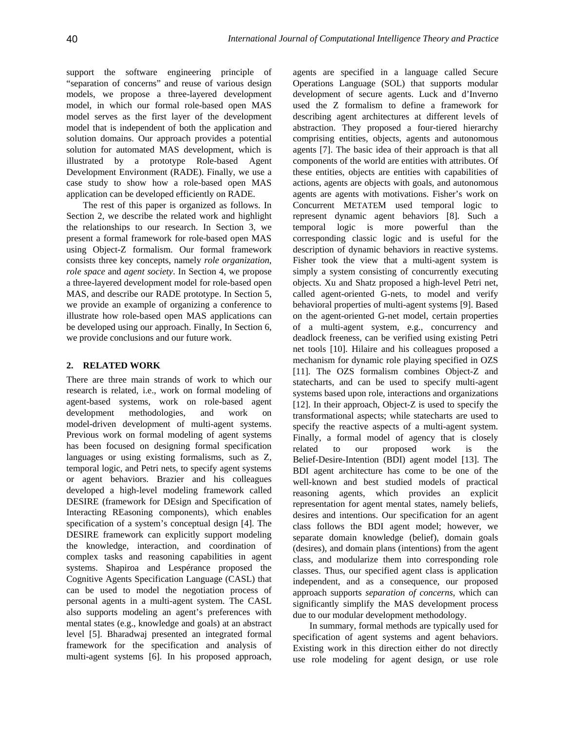support the software engineering principle of "separation of concerns" and reuse of various design models, we propose a three-layered development model, in which our formal role-based open MAS model serves as the first layer of the development model that is independent of both the application and solution domains. Our approach provides a potential solution for automated MAS development, which is illustrated by a prototype Role-based Agent Development Environment (RADE). Finally, we use a case study to show how a role-based open MAS application can be developed efficiently on RADE.

The rest of this paper is organized as follows. In Section 2, we describe the related work and highlight the relationships to our research. In Section 3, we present a formal framework for role-based open MAS using Object-Z formalism. Our formal framework consists three key concepts, namely *role organization*, *role space* and *agent society*. In Section 4, we propose a three-layered development model for role-based open MAS, and describe our RADE prototype. In Section 5, we provide an example of organizing a conference to illustrate how role-based open MAS applications can be developed using our approach. Finally, In Section 6, we provide conclusions and our future work.

## 2. RELATED WORK

There are three main strands of work to which our research is related, i.e., work on formal modeling of agent-based systems, work on role-based agent development methodologies, and work on model-driven development of multi-agent systems. Previous work on formal modeling of agent systems has been focused on designing formal specification languages or using existing formalisms, such as Z, temporal logic, and Petri nets, to specify agent systems or agent behaviors. Brazier and his colleagues developed a high-level modeling framework called DESIRE (framework for DEsign and Specification of Interacting REasoning components), which enables specification of a system's conceptual design [4]. The DESIRE framework can explicitly support modeling the knowledge, interaction, and coordination of complex tasks and reasoning capabilities in agent systems. Shapiroa and Lespérance proposed the Cognitive Agents Specification Language (CASL) that can be used to model the negotiation process of personal agents in a multi-agent system. The CASL also supports modeling an agent's preferences with mental states (e.g., knowledge and goals) at an abstract level [5]. Bharadwaj presented an integrated formal framework for the specification and analysis of multi-agent systems [6]. In his proposed approach, agents are specified in a language called Secure Operations Language (SOL) that supports modular development of secure agents. Luck and d'Inverno used the Z formalism to define a framework for describing agent architectures at different levels of abstraction. They proposed a four-tiered hierarchy comprising entities, objects, agents and autonomous agents [7]. The basic idea of their approach is that all components of the world are entities with attributes. Of these entities, objects are entities with capabilities of actions, agents are objects with goals, and autonomous agents are agents with motivations. Fisher's work on Concurrent METATEM used temporal logic to represent dynamic agent behaviors [8]. Such a temporal logic is more powerful than the corresponding classic logic and is useful for the description of dynamic behaviors in reactive systems. Fisher took the view that a multi-agent system is simply a system consisting of concurrently executing objects. Xu and Shatz proposed a high-level Petri net, called agent-oriented G-nets, to model and verify behavioral properties of multi-agent systems [9]. Based on the agent-oriented G-net model, certain properties of a multi-agent system, e.g., concurrency and deadlock freeness, can be verified using existing Petri net tools [10]. Hilaire and his colleagues proposed a mechanism for dynamic role playing specified in OZS [11]. The OZS formalism combines Object-Z and statecharts, and can be used to specify multi-agent systems based upon role, interactions and organizations [12]. In their approach, Object-Z is used to specify the transformational aspects; while statecharts are used to specify the reactive aspects of a multi-agent system. Finally, a formal model of agency that is closely related to our proposed work is the Belief-Desire-Intention (BDI) agent model [13]. The BDI agent architecture has come to be one of the well-known and best studied models of practical reasoning agents, which provides an explicit representation for agent mental states, namely beliefs, desires and intentions. Our specification for an agent class follows the BDI agent model; however, we separate domain knowledge (belief), domain goals (desires), and domain plans (intentions) from the agent class, and modularize them into corresponding role classes. Thus, our specified agent class is application independent, and as a consequence, our proposed approach supports *separation of concerns*, which can significantly simplify the MAS development process due to our modular development methodology.

In summary, formal methods are typically used for specification of agent systems and agent behaviors. Existing work in this direction either do not directly use role modeling for agent design, or use role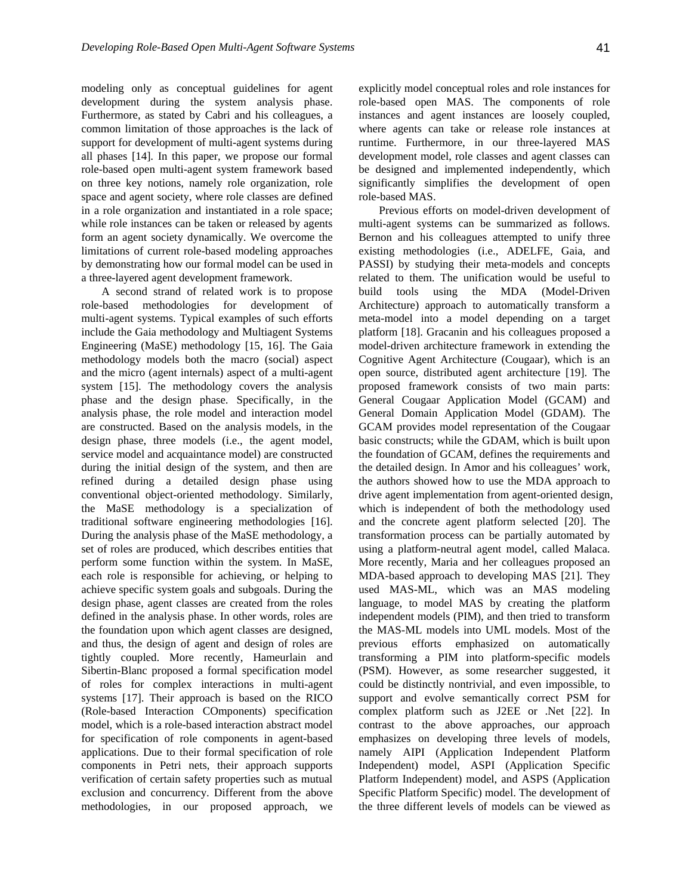modeling only as conceptual guidelines for agent development during the system analysis phase. Furthermore, as stated by Cabri and his colleagues, a common limitation of those approaches is the lack of support for development of multi-agent systems during all phases [14]. In this paper, we propose our formal role-based open multi-agent system framework based on three key notions, namely role organization, role space and agent society, where role classes are defined in a role organization and instantiated in a role space; while role instances can be taken or released by agents form an agent society dynamically. We overcome the limitations of current role-based modeling approaches by demonstrating how our formal model can be used in a three-layered agent development framework.

A second strand of related work is to propose role-based methodologies for development of multi-agent systems. Typical examples of such efforts include the Gaia methodology and Multiagent Systems Engineering (MaSE) methodology [15, 16]. The Gaia methodology models both the macro (social) aspect and the micro (agent internals) aspect of a multi-agent system [15]. The methodology covers the analysis phase and the design phase. Specifically, in the analysis phase, the role model and interaction model are constructed. Based on the analysis models, in the design phase, three models (i.e., the agent model, service model and acquaintance model) are constructed during the initial design of the system, and then are refined during a detailed design phase using conventional object-oriented methodology. Similarly, the MaSE methodology is a specialization of traditional software engineering methodologies [16]. During the analysis phase of the MaSE methodology, a set of roles are produced, which describes entities that perform some function within the system. In MaSE, each role is responsible for achieving, or helping to achieve specific system goals and subgoals. During the design phase, agent classes are created from the roles defined in the analysis phase. In other words, roles are the foundation upon which agent classes are designed, and thus, the design of agent and design of roles are tightly coupled. More recently, Hameurlain and Sibertin-Blanc proposed a formal specification model of roles for complex interactions in multi-agent systems [17]. Their approach is based on the RICO (Role-based Interaction COmponents) specification model, which is a role-based interaction abstract model for specification of role components in agent-based applications. Due to their formal specification of role components in Petri nets, their approach supports verification of certain safety properties such as mutual exclusion and concurrency. Different from the above methodologies, in our proposed approach, we explicitly model conceptual roles and role instances for role-based open MAS. The components of role instances and agent instances are loosely coupled, where agents can take or release role instances at runtime. Furthermore, in our three-layered MAS development model, role classes and agent classes can be designed and implemented independently, which significantly simplifies the development of open role-based MAS.

Previous efforts on model-driven development of multi-agent systems can be summarized as follows. Bernon and his colleagues attempted to unify three existing methodologies (i.e., ADELFE, Gaia, and PASSI) by studying their meta-models and concepts related to them. The unification would be useful to build tools using the MDA (Model-Driven Architecture) approach to automatically transform a meta-model into a model depending on a target platform [18]. Gracanin and his colleagues proposed a model-driven architecture framework in extending the Cognitive Agent Architecture (Cougaar), which is an open source, distributed agent architecture [19]. The proposed framework consists of two main parts: General Cougaar Application Model (GCAM) and General Domain Application Model (GDAM). The GCAM provides model representation of the Cougaar basic constructs; while the GDAM, which is built upon the foundation of GCAM, defines the requirements and the detailed design. In Amor and his colleagues' work, the authors showed how to use the MDA approach to drive agent implementation from agent-oriented design, which is independent of both the methodology used and the concrete agent platform selected [20]. The transformation process can be partially automated by using a platform-neutral agent model, called Malaca. More recently, Maria and her colleagues proposed an MDA-based approach to developing MAS [21]. They used MAS-ML, which was an MAS modeling language, to model MAS by creating the platform independent models (PIM), and then tried to transform the MAS-ML models into UML models. Most of the previous efforts emphasized on automatically transforming a PIM into platform-specific models (PSM). However, as some researcher suggested, it could be distinctly nontrivial, and even impossible, to support and evolve semantically correct PSM for complex platform such as J2EE or .Net [22]. In contrast to the above approaches, our approach emphasizes on developing three levels of models, namely AIPI (Application Independent Platform Independent) model, ASPI (Application Specific Platform Independent) model, and ASPS (Application Specific Platform Specific) model. The development of the three different levels of models can be viewed as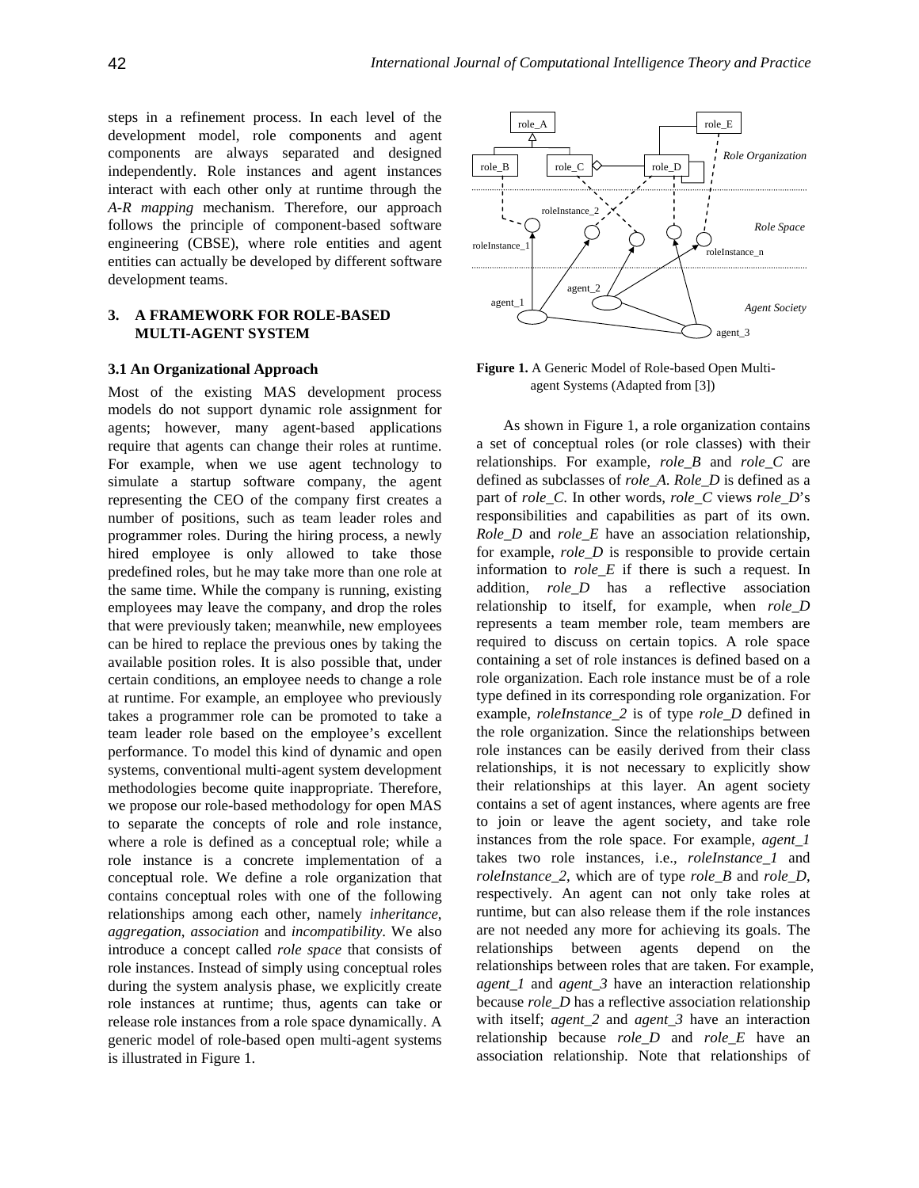steps in a refinement process. In each level of the development model, role components and agent components are always separated and designed independently. Role instances and agent instances interact with each other only at runtime through the *A-R mapping* mechanism. Therefore, our approach follows the principle of component-based software engineering (CBSE), where role entities and agent entities can actually be developed by different software development teams.

## 3. A FRAMEWORK FOR ROLE-BASED MULTI-AGENT SYSTEM

### 3.1 An Organizational Approach

Most of the existing MAS development process models do not support dynamic role assignment for agents; however, many agent-based applications require that agents can change their roles at runtime. For example, when we use agent technology to simulate a startup software company, the agent representing the CEO of the company first creates a number of positions, such as team leader roles and programmer roles. During the hiring process, a newly hired employee is only allowed to take those predefined roles, but he may take more than one role at the same time. While the company is running, existing employees may leave the company, and drop the roles that were previously taken; meanwhile, new employees can be hired to replace the previous ones by taking the available position roles. It is also possible that, under certain conditions, an employee needs to change a role at runtime. For example, an employee who previously takes a programmer role can be promoted to take a team leader role based on the employee's excellent performance. To model this kind of dynamic and open systems, conventional multi-agent system development methodologies become quite inappropriate. Therefore, we propose our role-based methodology for open MAS to separate the concepts of role and role instance, where a role is defined as a conceptual role; while a role instance is a concrete implementation of a conceptual role. We define a role organization that contains conceptual roles with one of the following relationships among each other, namely *inheritance*, *aggregation*, *association* and *incompatibility*. We also introduce a concept called *role space* that consists of role instances. Instead of simply using conceptual roles during the system analysis phase, we explicitly create role instances at runtime; thus, agents can take or release role instances from a role space dynamically. A generic model of role-based open multi-agent systems is illustrated in Figure 1.

**Figure 1.** A Generic Model of Role-based Open Multi-agent Systems (Adapted from [3])

As shown in Figure 1, a role organization contains a set of conceptual roles (or role classes) with their relationships. For example, *role_B* and *role_C* are defined as subclasses of *role_A*. *Role_D* is defined as a part of *role_C*. In other words, *role_C* views *role_D*'s responsibilities and capabilities as part of its own. *Role_D* and *role_E* have an association relationship, for example, *role_D* is responsible to provide certain information to *role_E* if there is such a request. In addition, *role_D* has a reflective association relationship to itself, for example, when *role_D* represents a team member role, team members are required to discuss on certain topics. A role space containing a set of role instances is defined based on a role organization. Each role instance must be of a role type defined in its corresponding role organization. For example, *roleInstance_2* is of type *role_D* defined in the role organization. Since the relationships between role instances can be easily derived from their class relationships, it is not necessary to explicitly show their relationships at this layer. An agent society contains a set of agent instances, where agents are free to join or leave the agent society, and take role instances from the role space. For example, *agent_1* takes two role instances, i.e., *roleInstance_1* and *roleInstance_2*, which are of type *role_B* and *role_D*, respectively. An agent can not only take roles at runtime, but can also release them if the role instances are not needed any more for achieving its goals. The relationships between agents depend on the relationships between roles that are taken. For example, *agent_1* and *agent_3* have an interaction relationship because *role_D* has a reflective association relationship with itself; *agent_2* and *agent_3* have an interaction relationship because *role_D* and *role_E* have an association relationship. Note that relationships of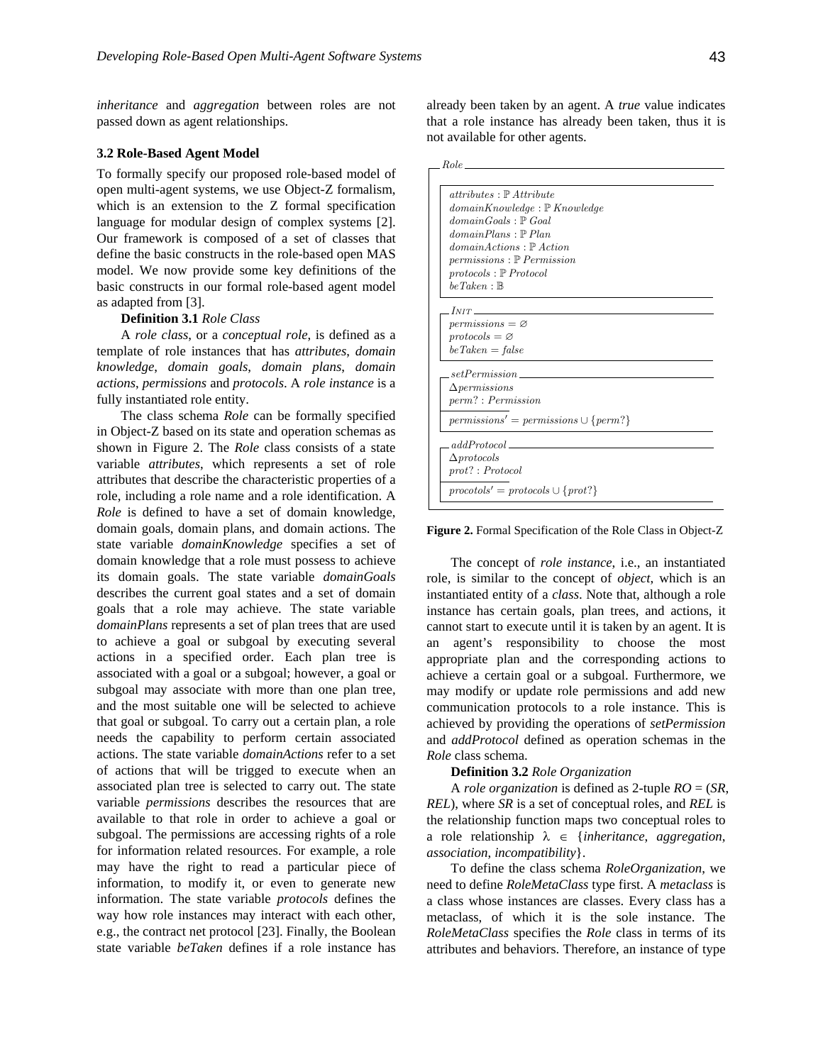*inheritance* and *aggregation* between roles are not passed down as agent relationships.

### 3.2 Role-Based Agent Model

To formally specify our proposed role-based model of open multi-agent systems, we use Object-Z formalism, which is an extension to the Z formal specification language for modular design of complex systems [2]. Our framework is composed of a set of classes that define the basic constructs in the role-based open MAS model. We now provide some key definitions of the basic constructs in our formal role-based agent model as adapted from [3].

**Definition 3.1** *Role Class*

A *role class*, or a *conceptual role*, is defined as a template of role instances that has *attributes*, *domain knowledge*, *domain goals*, *domain plans*, *domain actions*, *permissions* and *protocols*. A *role instance* is a fully instantiated role entity.

The class schema *Role* can be formally specified in Object-Z based on its state and operation schemas as shown in Figure 2. The *Role* class consists of a state variable *attributes*, which represents a set of role attributes that describe the characteristic properties of a role, including a role name and a role identification. A *Role* is defined to have a set of domain knowledge, domain goals, domain plans, and domain actions. The state variable *domainKnowledge* specifies a set of domain knowledge that a role must possess to achieve its domain goals. The state variable *domainGoals* describes the current goal states and a set of domain goals that a role may achieve. The state variable *domainPlans* represents a set of plan trees that are used to achieve a goal or subgoal by executing several actions in a specified order. Each plan tree is associated with a goal or a subgoal; however, a goal or subgoal may associate with more than one plan tree, and the most suitable one will be selected to achieve that goal or subgoal. To carry out a certain plan, a role needs the capability to perform certain associated actions. The state variable *domainActions* refer to a set of actions that will be trigged to execute when an associated plan tree is selected to carry out. The state variable *permissions* describes the resources that are available to that role in order to achieve a goal or subgoal. The permissions are accessing rights of a role for information related resources. For example, a role may have the right to read a particular piece of information, to modify it, or even to generate new information. The state variable *protocols* defines the way how role instances may interact with each other, e.g., the contract net protocol [23]. Finally, the Boolean state variable *beTaken* defines if a role instance has already been taken by an agent. A *true* value indicates that a role instance has already been taken, thus it is not available for other agents.

```
Role
 ┌──────────────────────────────────────────
 │ attributes : ℙ Attribute
 │ domainKnowledge : ℙ Knowledge
 │ domainGoals : ℙ Goal
 │ domainPlans : ℙ Plan
 │ domainActions : ℙ Action
 │ permissions : ℙ Permission
 │ protocols : ℙ Protocol
 │ beTaken : 𝔹
 └──────────────────────────────────────────
 INIT
 │ permissions = ∅
 │ protocols = ∅
 │ beTaken = false
 └──────────────────────────────────────────
 setPermission
 │ Δpermissions
 │ perm? : Permission
 ├──────────────────────────────────────────
 │ permissions′ = permissions ∪ {perm?}
 └──────────────────────────────────────────
 addProtocol
 │ Δprotocols
 │ prot? : Protocol
 ├──────────────────────────────────────────
 │ procotols′ = protocols ∪ {prot?}
 └──────────────────────────────────────────
```

**Figure 2.** Formal Specification of the Role Class in Object-Z

The concept of *role instance*, i.e., an instantiated role, is similar to the concept of *object*, which is an instantiated entity of a *class*. Note that, although a role instance has certain goals, plan trees, and actions, it cannot start to execute until it is taken by an agent. It is an agent's responsibility to choose the most appropriate plan and the corresponding actions to achieve a certain goal or a subgoal. Furthermore, we may modify or update role permissions and add new communication protocols to a role instance. This is achieved by providing the operations of *setPermission* and *addProtocol* defined as operation schemas in the *Role* class schema.

**Definition 3.2** *Role Organization*

A *role organization* is defined as 2-tuple *RO* = (*SR*, *REL*), where *SR* is a set of conceptual roles, and *REL* is the relationship function maps two conceptual roles to a role relationship $\lambda \in$ {*inheritance*, *aggregation*, *association*, *incompatibility*}.

To define the class schema *RoleOrganization*, we need to define *RoleMetaClass* type first. A *metaclass* is a class whose instances are classes. Every class has a metaclass, of which it is the sole instance. The *RoleMetaClass* specifies the *Role* class in terms of its attributes and behaviors. Therefore, an instance of type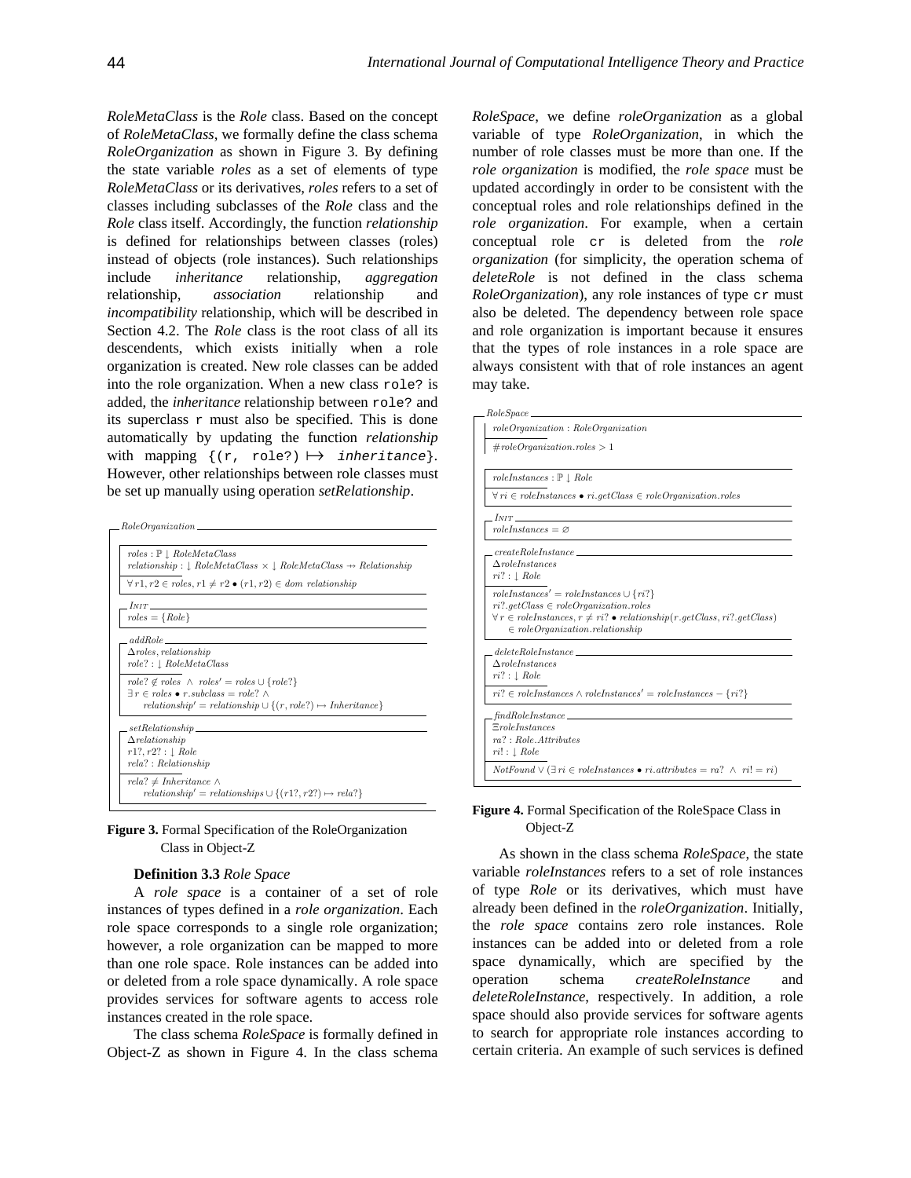*RoleMetaClass* is the *Role* class. Based on the concept of *RoleMetaClass*, we formally define the class schema *RoleOrganization* as shown in Figure 3. By defining the state variable *roles* as a set of elements of type *RoleMetaClass* or its derivatives, *roles* refers to a set of classes including subclasses of the *Role* class and the *Role* class itself. Accordingly, the function *relationship* is defined for relationships between classes (roles) instead of objects (role instances). Such relationships include *inheritance* relationship, *aggregation* relationship, *association* relationship and *incompatibility* relationship, which will be described in Section 4.2. The *Role* class is the root class of all its descendents, which exists initially when a role organization is created. New role classes can be added into the role organization. When a new class `role?` is added, the *inheritance* relationship between `role?` and its superclass `r` must also be specified. This is done automatically by updating the function *relationship* with mapping $\{(r, role?) \mapsto inheritance\}$. However, other relationships between role classes must be set up manually using operation *setRelationship*.

```
RoleOrganization
  roles : ℙ ↓ RoleMetaClass
  relationship : ↓ RoleMetaClass × ↓ RoleMetaClass ⇸ Relationship
  ─────
  ∀ r1, r2 ∈ roles, r1 ≠ r2 • (r1, r2) ∈ dom relationship

  INIT
    roles = {Role}

  addRole
    Δroles, relationship
    role? : ↓ RoleMetaClass
    ─────
    role? ∉ roles ∧ roles' = roles ∪ {role?}
    ∃ r ∈ roles • r.subclass = role? ∧
        relationship' = relationship ∪ {(r, role?) ↦ Inheritance}

  setRelationship
    Δrelationship
    r1?, r2? : ↓ Role
    rela? : Relationship
    ─────
    rela? ≠ Inheritance ∧
        relationship' = relationships ∪ {(r1?, r2?) ↦ rela?}
```

**Figure 3.** Formal Specification of the RoleOrganization Class in Object-Z

**Definition 3.3** *Role Space*

A *role space* is a container of a set of role instances of types defined in a *role organization*. Each role space corresponds to a single role organization; however, a role organization can be mapped to more than one role space. Role instances can be added into or deleted from a role space dynamically. A role space provides services for software agents to access role instances created in the role space.

The class schema *RoleSpace* is formally defined in Object-Z as shown in Figure 4. In the class schema *RoleSpace*, we define *roleOrganization* as a global variable of type *RoleOrganization*, in which the number of role classes must be more than one. If the *role organization* is modified, the *role space* must be updated accordingly in order to be consistent with the conceptual roles and role relationships defined in the *role organization*. For example, when a certain conceptual role `cr` is deleted from the *role organization* (for simplicity, the operation schema of *deleteRole* is not defined in the class schema *RoleOrganization*), any role instances of type `cr` must also be deleted. The dependency between role space and role organization is important because it ensures that the types of role instances in a role space are always consistent with that of role instances an agent may take.

```
RoleSpace
  roleOrganization : RoleOrganization
  ─────
  #roleOrganization.roles > 1

  roleInstances : ℙ ↓ Role
  ─────
  ∀ ri ∈ roleInstances • ri.getClass ∈ roleOrganization.roles

  INIT
    roleInstances = ∅

  createRoleInstance
    ΔroleInstances
    ri? : ↓ Role
    ─────
    roleInstances' = roleInstances ∪ {ri?}
    ri?.getClass ∈ roleOrganization.roles
    ∀ r ∈ roleInstances, r ≠ ri? • relationship(r.getClass, ri?.getClass)
        ∈ roleOrganization.relationship

  deleteRoleInstance
    ΔroleInstances
    ri? : ↓ Role
    ─────
    ri? ∈ roleInstances ∧ roleInstances' = roleInstances − {ri?}

  findRoleInstance
    ΞroleInstances
    ra? : Role.Attributes
    ri! : ↓ Role
    ─────
    NotFound ∨ (∃ ri ∈ roleInstances • ri.attributes = ra? ∧ ri! = ri)
```

**Figure 4.** Formal Specification of the RoleSpace Class in Object-Z

As shown in the class schema *RoleSpace*, the state variable *roleInstances* refers to a set of role instances of type *Role* or its derivatives, which must have already been defined in the *roleOrganization*. Initially, the *role space* contains zero role instances. Role instances can be added into or deleted from a role space dynamically, which are specified by the operation schema *createRoleInstance* and *deleteRoleInstance*, respectively. In addition, a role space should also provide services for software agents to search for appropriate role instances according to certain criteria. An example of such services is defined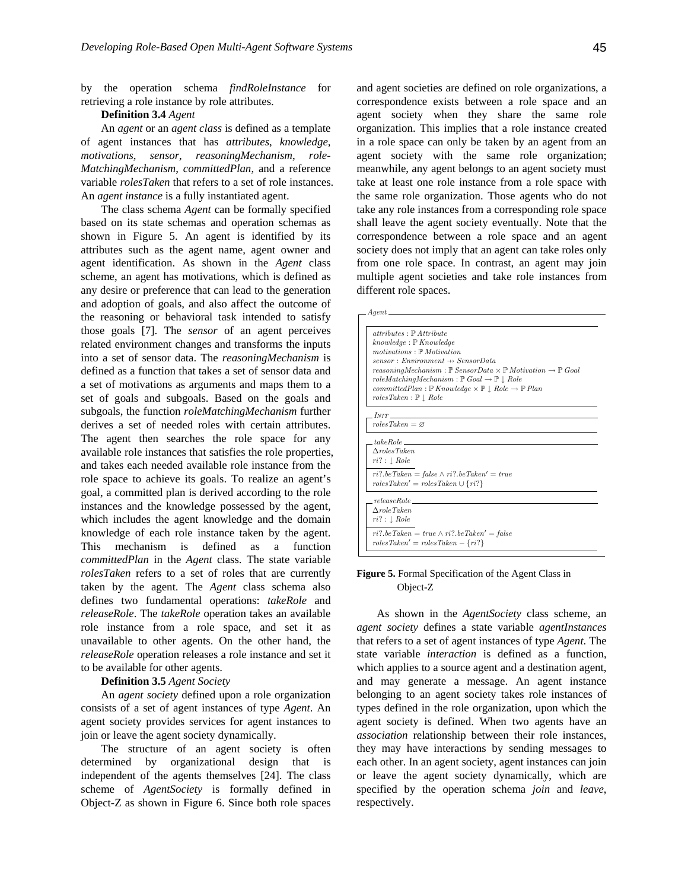by the operation schema *findRoleInstance* for retrieving a role instance by role attributes.

**Definition 3.4** *Agent*

An *agent* or an *agent class* is defined as a template of agent instances that has *attributes*, *knowledge*, *motivations*, *sensor*, *reasoningMechanism*, *role-MatchingMechanism*, *committedPlan*, and a reference variable *rolesTaken* that refers to a set of role instances. An *agent instance* is a fully instantiated agent.

The class schema *Agent* can be formally specified based on its state schemas and operation schemas as shown in Figure 5. An agent is identified by its attributes such as the agent name, agent owner and agent identification. As shown in the *Agent* class scheme, an agent has motivations, which is defined as any desire or preference that can lead to the generation and adoption of goals, and also affect the outcome of the reasoning or behavioral task intended to satisfy those goals [7]. The *sensor* of an agent perceives related environment changes and transforms the inputs into a set of sensor data. The *reasoningMechanism* is defined as a function that takes a set of sensor data and a set of motivations as arguments and maps them to a set of goals and subgoals. Based on the goals and subgoals, the function *roleMatchingMechanism* further derives a set of needed roles with certain attributes. The agent then searches the role space for any available role instances that satisfies the role properties, and takes each needed available role instance from the role space to achieve its goals. To realize an agent's goal, a committed plan is derived according to the role instances and the knowledge possessed by the agent, which includes the agent knowledge and the domain knowledge of each role instance taken by the agent. This mechanism is defined as a function *committedPlan* in the *Agent* class. The state variable *rolesTaken* refers to a set of roles that are currently taken by the agent. The *Agent* class schema also defines two fundamental operations: *takeRole* and *releaseRole*. The *takeRole* operation takes an available role instance from a role space, and set it as unavailable to other agents. On the other hand, the *releaseRole* operation releases a role instance and set it to be available for other agents.

**Definition 3.5** *Agent Society*

An *agent society* defined upon a role organization consists of a set of agent instances of type *Agent*. An agent society provides services for agent instances to join or leave the agent society dynamically.

The structure of an agent society is often determined by organizational design that is independent of the agents themselves [24]. The class scheme of *AgentSociety* is formally defined in Object-Z as shown in Figure 6. Since both role spaces and agent societies are defined on role organizations, a correspondence exists between a role space and an agent society when they share the same role organization. This implies that a role instance created in a role space can only be taken by an agent from an agent society with the same role organization; meanwhile, any agent belongs to an agent society must take at least one role instance from a role space with the same role organization. Those agents who do not take any role instances from a corresponding role space shall leave the agent society eventually. Note that the correspondence between a role space and an agent society does not imply that an agent can take roles only from one role space. In contrast, an agent may join multiple agent societies and take role instances from different role spaces.

```
Agent
  attributes : ℙ Attribute
  knowledge : ℙ Knowledge
  motivations : ℙ Motivation
  sensor : Environment ⇸ SensorData
  reasoningMechanism : ℙ SensorData × ℙ Motivation → ℙ Goal
  roleMatchingMechanism : ℙ Goal → ℙ ↓ Role
  committedPlan : ℙ Knowledge × ℙ ↓ Role → ℙ Plan
  rolesTaken : ℙ ↓ Role

  INIT
    rolesTaken = ∅

  takeRole
    ΔrolesTaken
    ri? : ↓ Role
    ---
    ri?.beTaken = false ∧ ri?.beTaken' = true
    rolesTaken' = rolesTaken ∪ {ri?}

  releaseRole
    ΔroleTaken
    ri? : ↓ Role
    ---
    ri?.beTaken = true ∧ ri?.beTaken' = false
    rolesTaken' = rolesTaken − {ri?}
```

**Figure 5.** Formal Specification of the Agent Class in Object-Z

As shown in the *AgentSociety* class scheme, an *agent society* defines a state variable *agentInstances* that refers to a set of agent instances of type *Agent*. The state variable *interaction* is defined as a function, which applies to a source agent and a destination agent, and may generate a message. An agent instance belonging to an agent society takes role instances of types defined in the role organization, upon which the agent society is defined. When two agents have an *association* relationship between their role instances, they may have interactions by sending messages to each other. In an agent society, agent instances can join or leave the agent society dynamically, which are specified by the operation schema *join* and *leave*, respectively.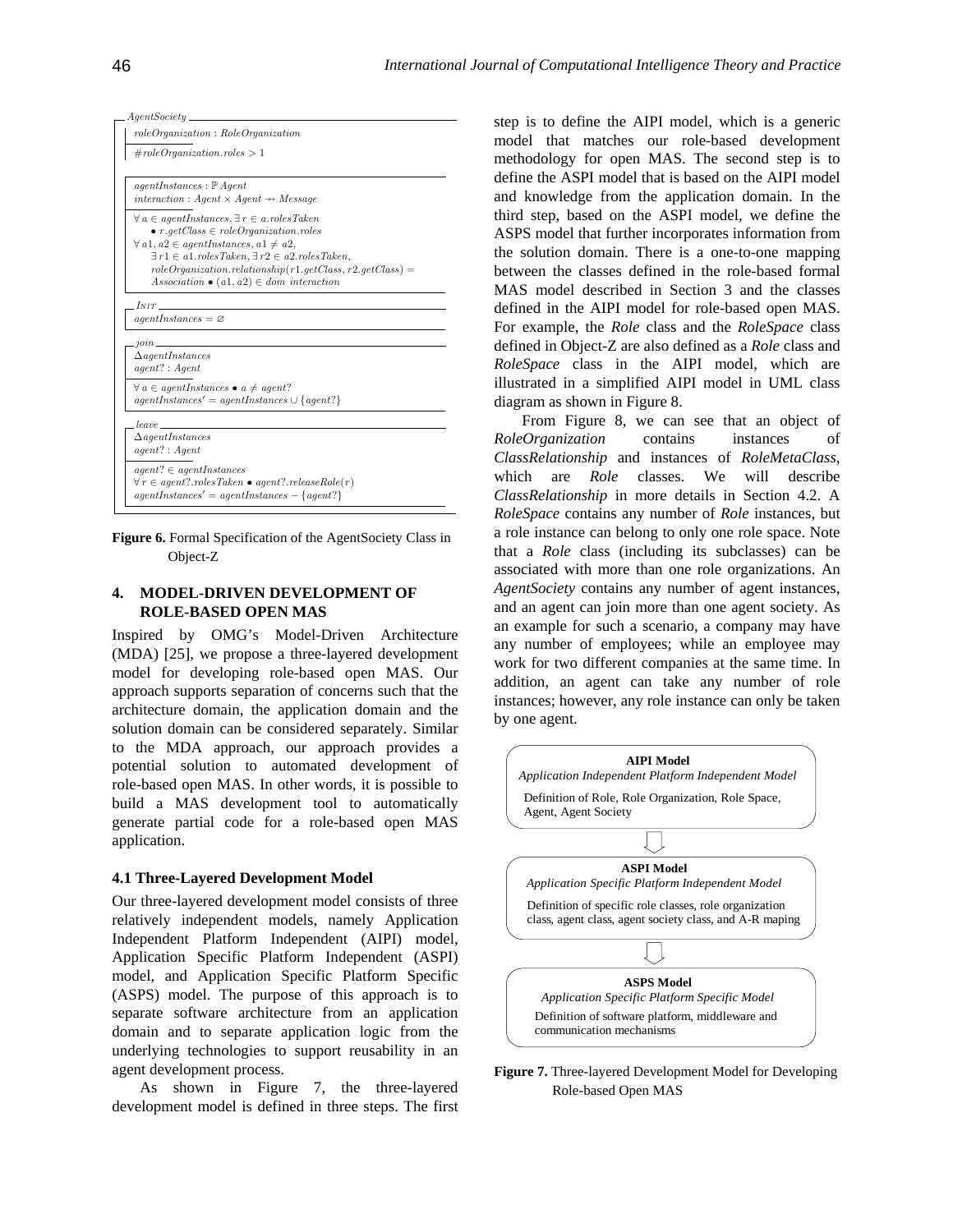```
AgentSociety
  roleOrganization : RoleOrganization
  ──────────
  #roleOrganization.roles > 1

  agentInstances : ℙ Agent
  interaction : Agent × Agent ⇸ Message
  ──────────
  ∀ a ∈ agentInstances, ∃ r ∈ a.rolesTaken
      • r.getClass ∈ roleOrganization.roles
  ∀ a1, a2 ∈ agentInstances, a1 ≠ a2,
      ∃ r1 ∈ a1.rolesTaken, ∃ r2 ∈ a2.rolesTaken,
      roleOrganization.relationship(r1.getClass, r2.getClass) =
      Association • (a1, a2) ∈ dom interaction

  INIT
  agentInstances = ∅

  join
  ΔagentInstances
  agent? : Agent
  ──────────
  ∀ a ∈ agentInstances • a ≠ agent?
  agentInstances′ = agentInstances ∪ {agent?}

  leave
  ΔagentInstances
  agent? : Agent
  ──────────
  agent? ∈ agentInstances
  ∀ r ∈ agent?.rolesTaken • agent?.releaseRole(r)
  agentInstances′ = agentInstances − {agent?}
```

**Figure 6.** Formal Specification of the AgentSociety Class in Object-Z

## 4. MODEL-DRIVEN DEVELOPMENT OF ROLE-BASED OPEN MAS

Inspired by OMG's Model-Driven Architecture (MDA) [25], we propose a three-layered development model for developing role-based open MAS. Our approach supports separation of concerns such that the architecture domain, the application domain and the solution domain can be considered separately. Similar to the MDA approach, our approach provides a potential solution to automated development of role-based open MAS. In other words, it is possible to build a MAS development tool to automatically generate partial code for a role-based open MAS application.

### 4.1 Three-Layered Development Model

Our three-layered development model consists of three relatively independent models, namely Application Independent Platform Independent (AIPI) model, Application Specific Platform Independent (ASPI) model, and Application Specific Platform Specific (ASPS) model. The purpose of this approach is to separate software architecture from an application domain and to separate application logic from the underlying technologies to support reusability in an agent development process.

As shown in Figure 7, the three-layered development model is defined in three steps. The first step is to define the AIPI model, which is a generic model that matches our role-based development methodology for open MAS. The second step is to define the ASPI model that is based on the AIPI model and knowledge from the application domain. In the third step, based on the ASPI model, we define the ASPS model that further incorporates information from the solution domain. There is a one-to-one mapping between the classes defined in the role-based formal MAS model described in Section 3 and the classes defined in the AIPI model for role-based open MAS. For example, the *Role* class and the *RoleSpace* class defined in Object-Z are also defined as a *Role* class and *RoleSpace* class in the AIPI model, which are illustrated in a simplified AIPI model in UML class diagram as shown in Figure 8.

From Figure 8, we can see that an object of *RoleOrganization* contains instances of *ClassRelationship* and instances of *RoleMetaClass*, which are *Role* classes. We will describe *ClassRelationship* in more details in Section 4.2. A *RoleSpace* contains any number of *Role* instances, but a role instance can belong to only one role space. Note that a *Role* class (including its subclasses) can be associated with more than one role organizations. An *AgentSociety* contains any number of agent instances, and an agent can join more than one agent society. As an example for such a scenario, a company may have any number of employees; while an employee may work for two different companies at the same time. In addition, an agent can take any number of role instances; however, any role instance can only be taken by one agent.

**AIPI Model**
*Application Independent Platform Independent Model*
Definition of Role, Role Organization, Role Space, Agent, Agent Society

⇩

**ASPI Model**
*Application Specific Platform Independent Model*
Definition of specific role classes, role organization class, agent class, agent society class, and A-R maping

⇩

**ASPS Model**
*Application Specific Platform Specific Model*
Definition of software platform, middleware and communication mechanisms

**Figure 7.** Three-layered Development Model for Developing Role-based Open MAS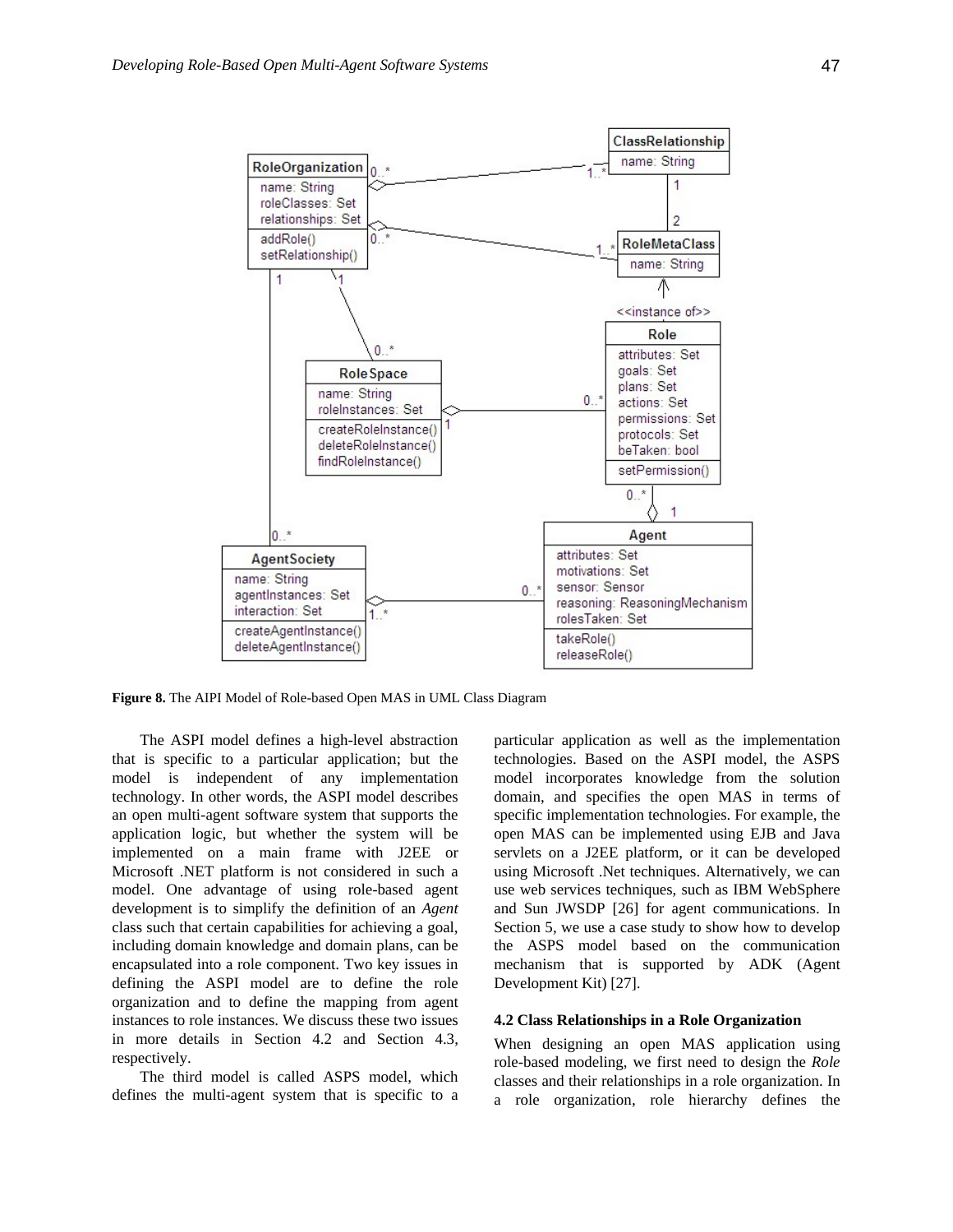**Figure 8.** The AIPI Model of Role-based Open MAS in UML Class Diagram

The ASPI model defines a high-level abstraction that is specific to a particular application; but the model is independent of any implementation technology. In other words, the ASPI model describes an open multi-agent software system that supports the application logic, but whether the system will be implemented on a main frame with J2EE or Microsoft .NET platform is not considered in such a model. One advantage of using role-based agent development is to simplify the definition of an *Agent* class such that certain capabilities for achieving a goal, including domain knowledge and domain plans, can be encapsulated into a role component. Two key issues in defining the ASPI model are to define the role organization and to define the mapping from agent instances to role instances. We discuss these two issues in more details in Section 4.2 and Section 4.3, respectively.

The third model is called ASPS model, which defines the multi-agent system that is specific to a particular application as well as the implementation technologies. Based on the ASPI model, the ASPS model incorporates knowledge from the solution domain, and specifies the open MAS in terms of specific implementation technologies. For example, the open MAS can be implemented using EJB and Java servlets on a J2EE platform, or it can be developed using Microsoft .Net techniques. Alternatively, we can use web services techniques, such as IBM WebSphere and Sun JWSDP [26] for agent communications. In Section 5, we use a case study to show how to develop the ASPS model based on the communication mechanism that is supported by ADK (Agent Development Kit) [27].

### 4.2 Class Relationships in a Role Organization

When designing an open MAS application using role-based modeling, we first need to design the *Role* classes and their relationships in a role organization. In a role organization, role hierarchy defines the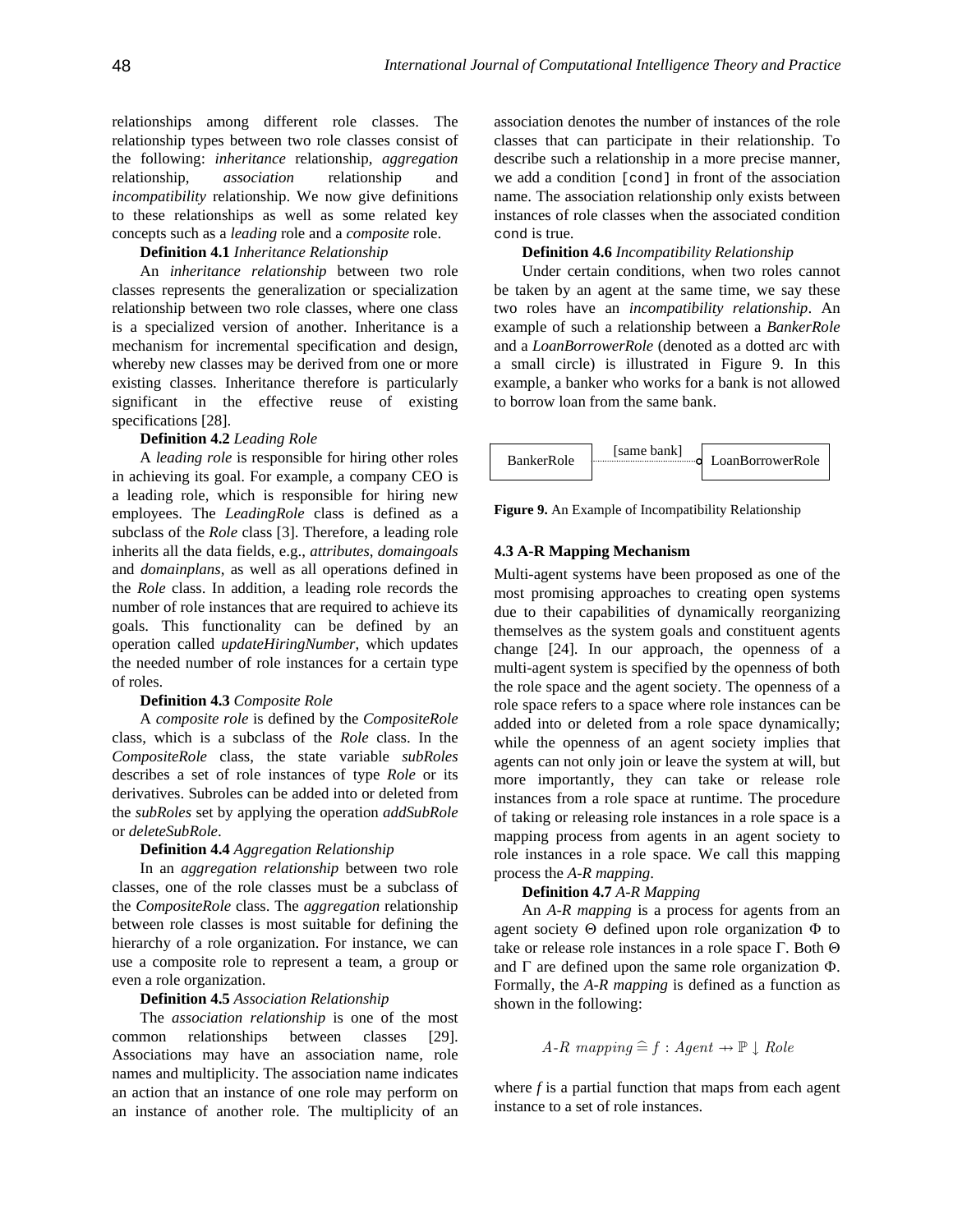relationships among different role classes. The relationship types between two role classes consist of the following: *inheritance* relationship, *aggregation* relationship, *association* relationship and *incompatibility* relationship. We now give definitions to these relationships as well as some related key concepts such as a *leading* role and a *composite* role.

**Definition 4.1** *Inheritance Relationship*

An *inheritance relationship* between two role classes represents the generalization or specialization relationship between two role classes, where one class is a specialized version of another. Inheritance is a mechanism for incremental specification and design, whereby new classes may be derived from one or more existing classes. Inheritance therefore is particularly significant in the effective reuse of existing specifications [28].

**Definition 4.2** *Leading Role*

A *leading role* is responsible for hiring other roles in achieving its goal. For example, a company CEO is a leading role, which is responsible for hiring new employees. The *LeadingRole* class is defined as a subclass of the *Role* class [3]. Therefore, a leading role inherits all the data fields, e.g., *attributes*, *domaingoals* and *domainplans*, as well as all operations defined in the *Role* class. In addition, a leading role records the number of role instances that are required to achieve its goals. This functionality can be defined by an operation called *updateHiringNumber*, which updates the needed number of role instances for a certain type of roles.

**Definition 4.3** *Composite Role*

A *composite role* is defined by the *CompositeRole* class, which is a subclass of the *Role* class. In the *CompositeRole* class, the state variable *subRoles* describes a set of role instances of type *Role* or its derivatives. Subroles can be added into or deleted from the *subRoles* set by applying the operation *addSubRole* or *deleteSubRole*.

**Definition 4.4** *Aggregation Relationship*

In an *aggregation relationship* between two role classes, one of the role classes must be a subclass of the *CompositeRole* class. The *aggregation* relationship between role classes is most suitable for defining the hierarchy of a role organization. For instance, we can use a composite role to represent a team, a group or even a role organization.

**Definition 4.5** *Association Relationship*

The *association relationship* is one of the most common relationships between classes [29]. Associations may have an association name, role names and multiplicity. The association name indicates an action that an instance of one role may perform on an instance of another role. The multiplicity of an association denotes the number of instances of the role classes that can participate in their relationship. To describe such a relationship in a more precise manner, we add a condition `[cond]` in front of the association name. The association relationship only exists between instances of role classes when the associated condition `cond` is true.

**Definition 4.6** *Incompatibility Relationship*

Under certain conditions, when two roles cannot be taken by an agent at the same time, we say these two roles have an *incompatibility relationship*. An example of such a relationship between a *BankerRole* and a *LoanBorrowerRole* (denoted as a dotted arc with a small circle) is illustrated in Figure 9. In this example, a banker who works for a bank is not allowed to borrow loan from the same bank.

BankerRole ····[same bank]····o LoanBorrowerRole

**Figure 9.** An Example of Incompatibility Relationship

### 4.3 A-R Mapping Mechanism

Multi-agent systems have been proposed as one of the most promising approaches to creating open systems due to their capabilities of dynamically reorganizing themselves as the system goals and constituent agents change [24]. In our approach, the openness of a multi-agent system is specified by the openness of both the role space and the agent society. The openness of a role space refers to a space where role instances can be added into or deleted from a role space dynamically; while the openness of an agent society implies that agents can not only join or leave the system at will, but more importantly, they can take or release role instances from a role space at runtime. The procedure of taking or releasing role instances in a role space is a mapping process from agents in an agent society to role instances in a role space. We call this mapping process the *A-R mapping*.

**Definition 4.7** *A-R Mapping*

An *A-R mapping* is a process for agents from an agent society $\Theta$ defined upon role organization $\Phi$ to take or release role instances in a role space $\Gamma$. Both $\Theta$ and $\Gamma$ are defined upon the same role organization $\Phi$. Formally, the *A-R mapping* is defined as a function as shown in the following:

$$A\text{-}R\ mapping \mathrel{\widehat{=}} f : Agent \nrightarrow \mathbb{P} \downarrow Role$$

where *f* is a partial function that maps from each agent instance to a set of role instances.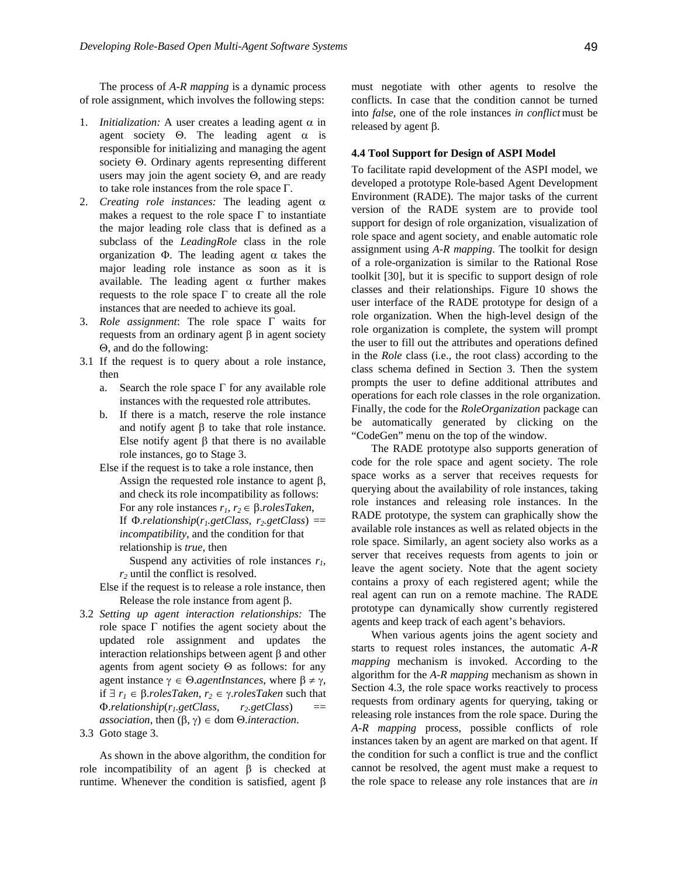The process of *A-R mapping* is a dynamic process of role assignment, which involves the following steps:

1. *Initialization:* A user creates a leading agent $\alpha$ in agent society $\Theta$. The leading agent $\alpha$ is responsible for initializing and managing the agent society $\Theta$. Ordinary agents representing different users may join the agent society $\Theta$, and are ready to take role instances from the role space $\Gamma$.
2. *Creating role instances:* The leading agent $\alpha$ makes a request to the role space $\Gamma$ to instantiate the major leading role class that is defined as a subclass of the *LeadingRole* class in the role organization $\Phi$. The leading agent $\alpha$ takes the major leading role instance as soon as it is available. The leading agent $\alpha$ further makes requests to the role space $\Gamma$ to create all the role instances that are needed to achieve its goal.
3. *Role assignment*: The role space $\Gamma$ waits for requests from an ordinary agent $\beta$ in agent society $\Theta$, and do the following:

3.1 If the request is to query about a role instance, then

   a. Search the role space $\Gamma$ for any available role instances with the requested role attributes.

   b. If there is a match, reserve the role instance and notify agent $\beta$ to take that role instance. Else notify agent $\beta$ that there is no available role instances, go to Stage 3.

   Else if the request is to take a role instance, then
   
   Assign the requested role instance to agent $\beta$, and check its role incompatibility as follows:
   For any role instances $r_1, r_2 \in \beta$.*rolesTaken*,
   If $\Phi$.*relationship*($r_1$.*getClass*, $r_2$.*getClass*) == *incompatibility*, and the condition for that relationship is *true*, then
   
   Suspend any activities of role instances $r_1$, $r_2$ until the conflict is resolved.

   Else if the request is to release a role instance, then
   
   Release the role instance from agent $\beta$.

3.2 *Setting up agent interaction relationships:* The role space $\Gamma$ notifies the agent society about the updated role assignment and updates the interaction relationships between agent $\beta$ and other agents from agent society $\Theta$ as follows: for any agent instance $\gamma \in \Theta$.*agentInstances*, where $\beta \neq \gamma$, if $\exists\ r_1 \in \beta$.*rolesTaken*, $r_2 \in \gamma$.*rolesTaken* such that $\Phi$.*relationship*($r_1$.*getClass*, $r_2$.*getClass*) == *association*, then $(\beta, \gamma) \in$ dom $\Theta$.*interaction*.

3.3 Goto stage 3.

As shown in the above algorithm, the condition for role incompatibility of an agent $\beta$ is checked at runtime. Whenever the condition is satisfied, agent $\beta$ must negotiate with other agents to resolve the conflicts. In case that the condition cannot be turned into *false*, one of the role instances *in conflict* must be released by agent $\beta$.

### 4.4 Tool Support for Design of ASPI Model

To facilitate rapid development of the ASPI model, we developed a prototype Role-based Agent Development Environment (RADE). The major tasks of the current version of the RADE system are to provide tool support for design of role organization, visualization of role space and agent society, and enable automatic role assignment using *A-R mapping*. The toolkit for design of a role-organization is similar to the Rational Rose toolkit [30], but it is specific to support design of role classes and their relationships. Figure 10 shows the user interface of the RADE prototype for design of a role organization. When the high-level design of the role organization is complete, the system will prompt the user to fill out the attributes and operations defined in the *Role* class (i.e., the root class) according to the class schema defined in Section 3. Then the system prompts the user to define additional attributes and operations for each role classes in the role organization. Finally, the code for the *RoleOrganization* package can be automatically generated by clicking on the "CodeGen" menu on the top of the window.

The RADE prototype also supports generation of code for the role space and agent society. The role space works as a server that receives requests for querying about the availability of role instances, taking role instances and releasing role instances. In the RADE prototype, the system can graphically show the available role instances as well as related objects in the role space. Similarly, an agent society also works as a server that receives requests from agents to join or leave the agent society. Note that the agent society contains a proxy of each registered agent; while the real agent can run on a remote machine. The RADE prototype can dynamically show currently registered agents and keep track of each agent's behaviors.

When various agents joins the agent society and starts to request roles instances, the automatic *A-R mapping* mechanism is invoked. According to the algorithm for the *A-R mapping* mechanism as shown in Section 4.3, the role space works reactively to process requests from ordinary agents for querying, taking or releasing role instances from the role space. During the *A-R mapping* process, possible conflicts of role instances taken by an agent are marked on that agent. If the condition for such a conflict is true and the conflict cannot be resolved, the agent must make a request to the role space to release any role instances that are *in*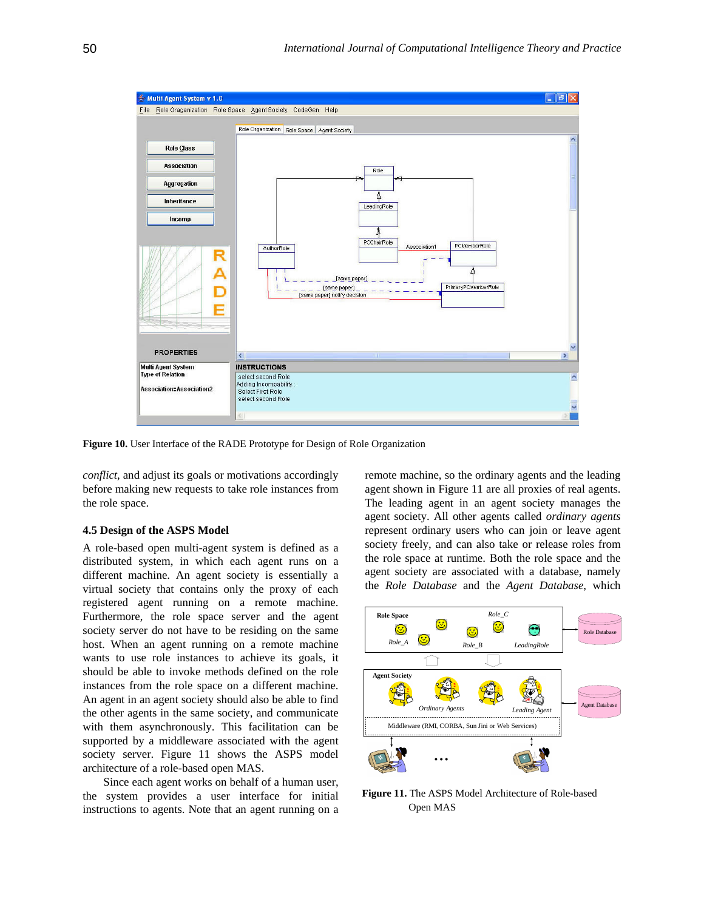Figure 10. User Interface of the RADE Prototype for Design of Role Organization

*conflict*, and adjust its goals or motivations accordingly before making new requests to take role instances from the role space.

### 4.5 Design of the ASPS Model

A role-based open multi-agent system is defined as a distributed system, in which each agent runs on a different machine. An agent society is essentially a virtual society that contains only the proxy of each registered agent running on a remote machine. Furthermore, the role space server and the agent society server do not have to be residing on the same host. When an agent running on a remote machine wants to use role instances to achieve its goals, it should be able to invoke methods defined on the role instances from the role space on a different machine. An agent in an agent society should also be able to find the other agents in the same society, and communicate with them asynchronously. This facilitation can be supported by a middleware associated with the agent society server. Figure 11 shows the ASPS model architecture of a role-based open MAS.

Since each agent works on behalf of a human user, the system provides a user interface for initial instructions to agents. Note that an agent running on a remote machine, so the ordinary agents and the leading agent shown in Figure 11 are all proxies of real agents. The leading agent in an agent society manages the agent society. All other agents called *ordinary agents* represent ordinary users who can join or leave agent society freely, and can also take or release roles from the role space at runtime. Both the role space and the agent society are associated with a database, namely the *Role Database* and the *Agent Database*, which

Figure 11. The ASPS Model Architecture of Role-based Open MAS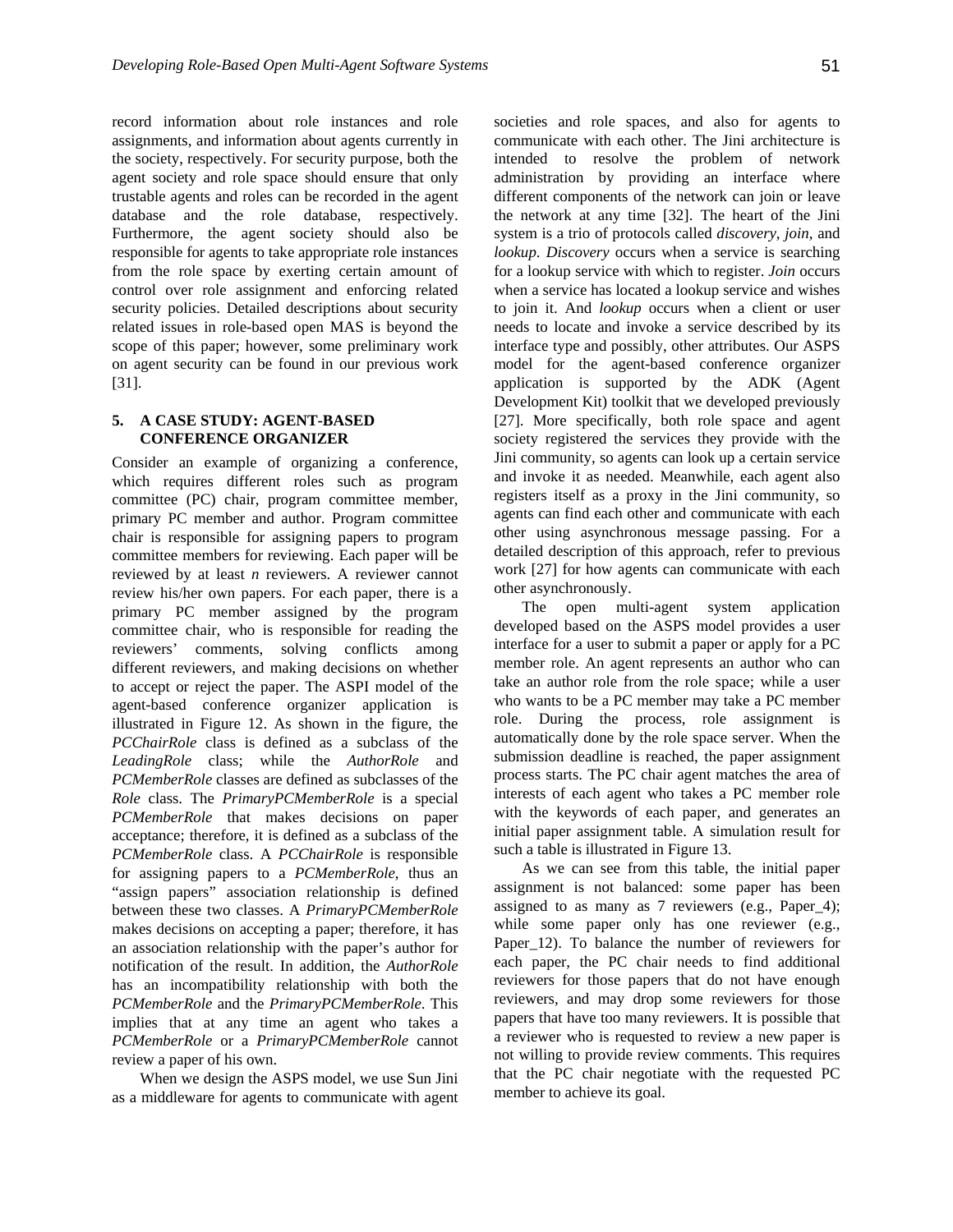record information about role instances and role assignments, and information about agents currently in the society, respectively. For security purpose, both the agent society and role space should ensure that only trustable agents and roles can be recorded in the agent database and the role database, respectively. Furthermore, the agent society should also be responsible for agents to take appropriate role instances from the role space by exerting certain amount of control over role assignment and enforcing related security policies. Detailed descriptions about security related issues in role-based open MAS is beyond the scope of this paper; however, some preliminary work on agent security can be found in our previous work [31].

## 5. A CASE STUDY: AGENT-BASED CONFERENCE ORGANIZER

Consider an example of organizing a conference, which requires different roles such as program committee (PC) chair, program committee member, primary PC member and author. Program committee chair is responsible for assigning papers to program committee members for reviewing. Each paper will be reviewed by at least *n* reviewers. A reviewer cannot review his/her own papers. For each paper, there is a primary PC member assigned by the program committee chair, who is responsible for reading the reviewers' comments, solving conflicts among different reviewers, and making decisions on whether to accept or reject the paper. The ASPI model of the agent-based conference organizer application is illustrated in Figure 12. As shown in the figure, the *PCChairRole* class is defined as a subclass of the *LeadingRole* class; while the *AuthorRole* and *PCMemberRole* classes are defined as subclasses of the *Role* class. The *PrimaryPCMemberRole* is a special *PCMemberRole* that makes decisions on paper acceptance; therefore, it is defined as a subclass of the *PCMemberRole* class. A *PCChairRole* is responsible for assigning papers to a *PCMemberRole*, thus an "assign papers" association relationship is defined between these two classes. A *PrimaryPCMemberRole* makes decisions on accepting a paper; therefore, it has an association relationship with the paper's author for notification of the result. In addition, the *AuthorRole* has an incompatibility relationship with both the *PCMemberRole* and the *PrimaryPCMemberRole*. This implies that at any time an agent who takes a *PCMemberRole* or a *PrimaryPCMemberRole* cannot review a paper of his own.

When we design the ASPS model, we use Sun Jini as a middleware for agents to communicate with agent societies and role spaces, and also for agents to communicate with each other. The Jini architecture is intended to resolve the problem of network administration by providing an interface where different components of the network can join or leave the network at any time [32]. The heart of the Jini system is a trio of protocols called *discovery*, *join*, and *lookup*. *Discovery* occurs when a service is searching for a lookup service with which to register. *Join* occurs when a service has located a lookup service and wishes to join it. And *lookup* occurs when a client or user needs to locate and invoke a service described by its interface type and possibly, other attributes. Our ASPS model for the agent-based conference organizer application is supported by the ADK (Agent Development Kit) toolkit that we developed previously [27]. More specifically, both role space and agent society registered the services they provide with the Jini community, so agents can look up a certain service and invoke it as needed. Meanwhile, each agent also registers itself as a proxy in the Jini community, so agents can find each other and communicate with each other using asynchronous message passing. For a detailed description of this approach, refer to previous work [27] for how agents can communicate with each other asynchronously.

The open multi-agent system application developed based on the ASPS model provides a user interface for a user to submit a paper or apply for a PC member role. An agent represents an author who can take an author role from the role space; while a user who wants to be a PC member may take a PC member role. During the process, role assignment is automatically done by the role space server. When the submission deadline is reached, the paper assignment process starts. The PC chair agent matches the area of interests of each agent who takes a PC member role with the keywords of each paper, and generates an initial paper assignment table. A simulation result for such a table is illustrated in Figure 13.

As we can see from this table, the initial paper assignment is not balanced: some paper has been assigned to as many as 7 reviewers (e.g., Paper_4); while some paper only has one reviewer (e.g., Paper_12). To balance the number of reviewers for each paper, the PC chair needs to find additional reviewers for those papers that do not have enough reviewers, and may drop some reviewers for those papers that have too many reviewers. It is possible that a reviewer who is requested to review a new paper is not willing to provide review comments. This requires that the PC chair negotiate with the requested PC member to achieve its goal.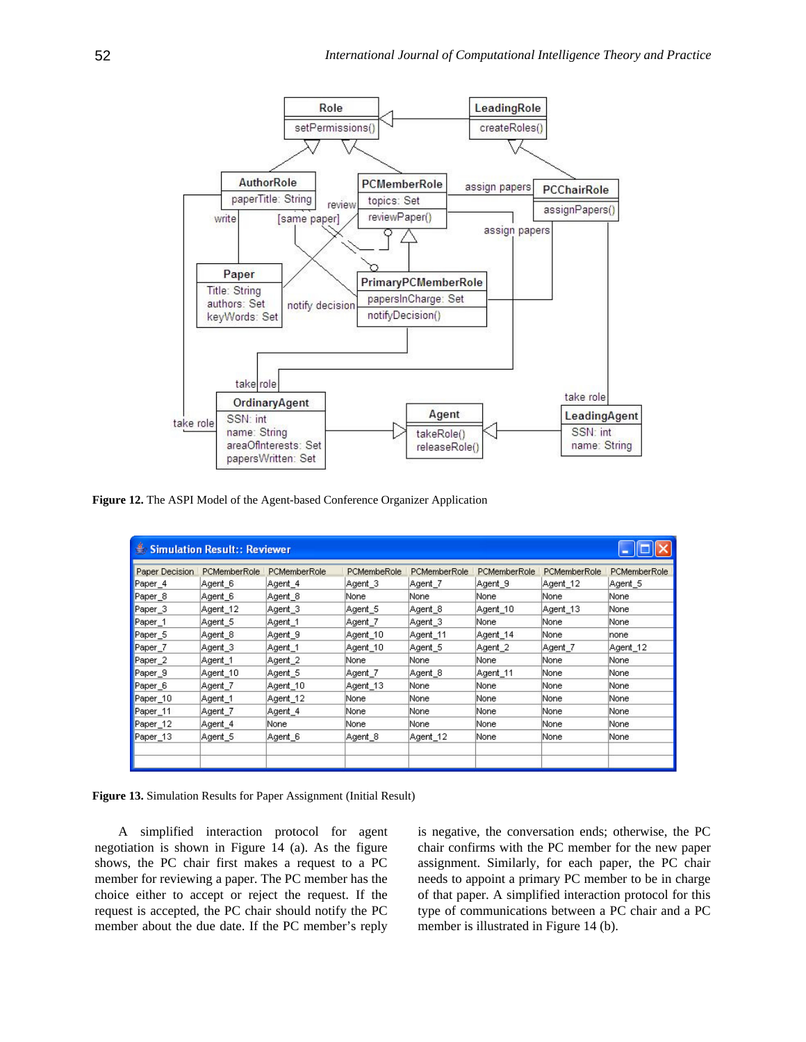**Figure 12.** The ASPI Model of the Agent-based Conference Organizer Application

| Paper Decision | PCMemberRole | PCMemberRole | PCMembeRole | PCMemberRole | PCMemberRole | PCMemberRole | PCMemberRole |
|---|---|---|---|---|---|---|---|
| Paper_4 | Agent_6 | Agent_4 | Agent_3 | Agent_7 | Agent_9 | Agent_12 | Agent_5 |
| Paper_8 | Agent_6 | Agent_8 | None | None | None | None | None |
| Paper_3 | Agent_12 | Agent_3 | Agent_5 | Agent_8 | Agent_10 | Agent_13 | None |
| Paper_1 | Agent_5 | Agent_1 | Agent_7 | Agent_3 | None | None | None |
| Paper_5 | Agent_8 | Agent_9 | Agent_10 | Agent_11 | Agent_14 | None | none |
| Paper_7 | Agent_3 | Agent_1 | Agent_10 | Agent_5 | Agent_2 | Agent_7 | Agent_12 |
| Paper_2 | Agent_1 | Agent_2 | None | None | None | None | None |
| Paper_9 | Agent_10 | Agent_5 | Agent_7 | Agent_8 | Agent_11 | None | None |
| Paper_6 | Agent_7 | Agent_10 | Agent_13 | None | None | None | None |
| Paper_10 | Agent_1 | Agent_12 | None | None | None | None | None |
| Paper_11 | Agent_7 | Agent_4 | None | None | None | None | None |
| Paper_12 | Agent_4 | None | None | None | None | None | None |
| Paper_13 | Agent_5 | Agent_6 | Agent_8 | Agent_12 | None | None | None |

**Figure 13.** Simulation Results for Paper Assignment (Initial Result)

A simplified interaction protocol for agent negotiation is shown in Figure 14 (a). As the figure shows, the PC chair first makes a request to a PC member for reviewing a paper. The PC member has the choice either to accept or reject the request. If the request is accepted, the PC chair should notify the PC member about the due date. If the PC member's reply is negative, the conversation ends; otherwise, the PC chair confirms with the PC member for the new paper assignment. Similarly, for each paper, the PC chair needs to appoint a primary PC member to be in charge of that paper. A simplified interaction protocol for this type of communications between a PC chair and a PC member is illustrated in Figure 14 (b).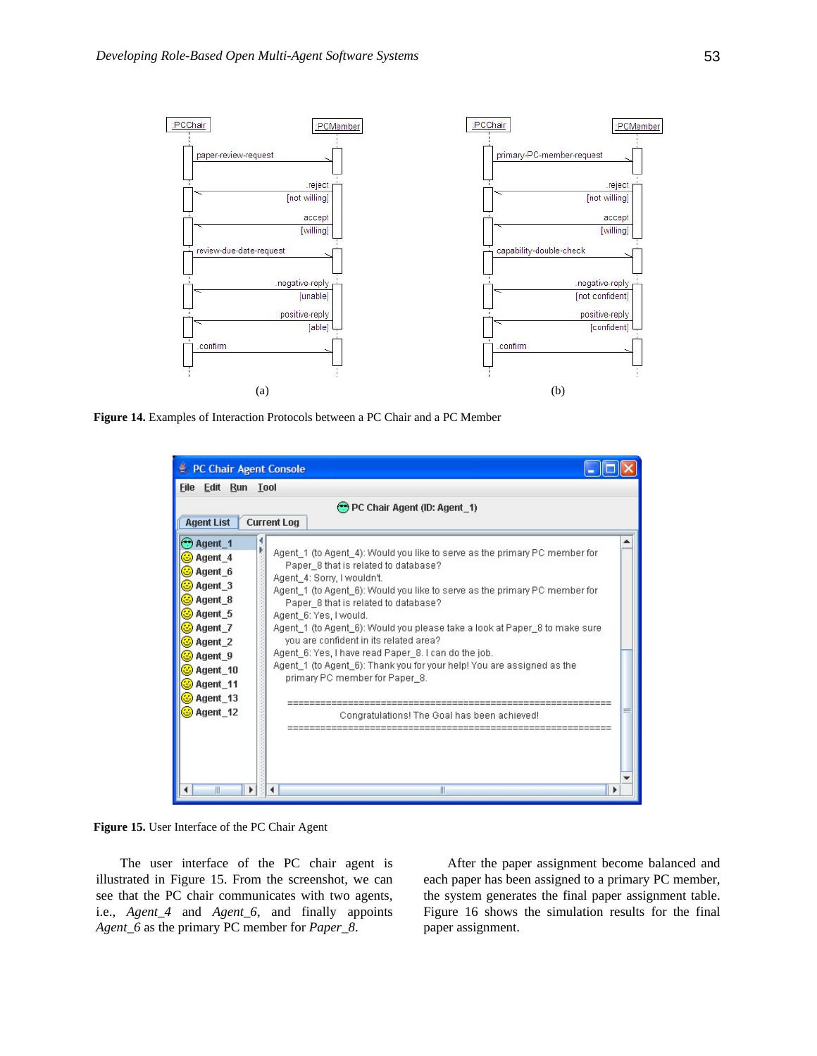**Figure 14.** Examples of Interaction Protocols between a PC Chair and a PC Member

**Figure 15.** User Interface of the PC Chair Agent

The user interface of the PC chair agent is illustrated in Figure 15. From the screenshot, we can see that the PC chair communicates with two agents, i.e., *Agent_4* and *Agent_6*, and finally appoints *Agent_6* as the primary PC member for *Paper_8*.

After the paper assignment become balanced and each paper has been assigned to a primary PC member, the system generates the final paper assignment table. Figure 16 shows the simulation results for the final paper assignment.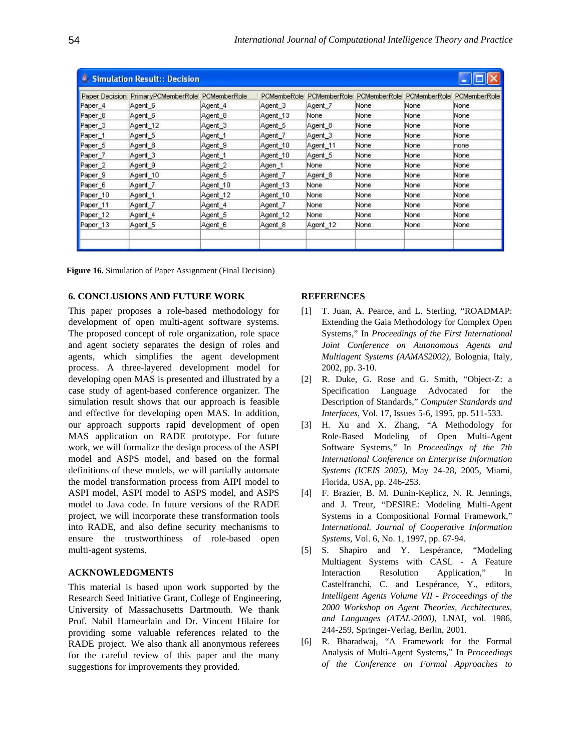| Paper Decision | PrimaryPCMemberRole | PCMemberRole | PCMembeRole | PCMemberRole | PCMemberRole | PCMemberRole | PCMemberRole |
|---|---|---|---|---|---|---|---|
| Paper_4 | Agent_6 | Agent_4 | Agent_3 | Agent_7 | None | None | None |
| Paper_8 | Agent_6 | Agent_8 | Agent_13 | None | None | None | None |
| Paper_3 | Agent_12 | Agent_3 | Agent_5 | Agent_8 | None | None | None |
| Paper_1 | Agent_5 | Agent_1 | Agent_7 | Agent_3 | None | None | None |
| Paper_5 | Agent_8 | Agent_9 | Agent_10 | Agent_11 | None | None | none |
| Paper_7 | Agent_3 | Agent_1 | Agent_10 | Agent_5 | None | None | None |
| Paper_2 | Agent_9 | Agent_2 | Agen_1 | None | None | None | None |
| Paper_9 | Agent_10 | Agent_5 | Agent_7 | Agent_8 | None | None | None |
| Paper_6 | Agent_7 | Agent_10 | Agent_13 | None | None | None | None |
| Paper_10 | Agent_1 | Agent_12 | Agent_10 | None | None | None | None |
| Paper_11 | Agent_7 | Agent_4 | Agent_7 | None | None | None | None |
| Paper_12 | Agent_4 | Agent_5 | Agent_12 | None | None | None | None |
| Paper_13 | Agent_5 | Agent_6 | Agent_8 | Agent_12 | None | None | None |

**Figure 16.** Simulation of Paper Assignment (Final Decision)

### 6. CONCLUSIONS AND FUTURE WORK

This paper proposes a role-based methodology for development of open multi-agent software systems. The proposed concept of role organization, role space and agent society separates the design of roles and agents, which simplifies the agent development process. A three-layered development model for developing open MAS is presented and illustrated by a case study of agent-based conference organizer. The simulation result shows that our approach is feasible and effective for developing open MAS. In addition, our approach supports rapid development of open MAS application on RADE prototype. For future work, we will formalize the design process of the ASPI model and ASPS model, and based on the formal definitions of these models, we will partially automate the model transformation process from AIPI model to ASPI model, ASPI model to ASPS model, and ASPS model to Java code. In future versions of the RADE project, we will incorporate these transformation tools into RADE, and also define security mechanisms to ensure the trustworthiness of role-based open multi-agent systems.

### ACKNOWLEDGMENTS

This material is based upon work supported by the Research Seed Initiative Grant, College of Engineering, University of Massachusetts Dartmouth. We thank Prof. Nabil Hameurlain and Dr. Vincent Hilaire for providing some valuable references related to the RADE project. We also thank all anonymous referees for the careful review of this paper and the many suggestions for improvements they provided.

### REFERENCES

[1] T. Juan, A. Pearce, and L. Sterling, "ROADMAP: Extending the Gaia Methodology for Complex Open Systems," In *Proceedings of the First International Joint Conference on Autonomous Agents and Multiagent Systems (AAMAS2002)*, Bolognia, Italy, 2002, pp. 3-10.

[2] R. Duke, G. Rose and G. Smith, "Object-Z: a Specification Language Advocated for the Description of Standards," *Computer Standards and Interfaces*, Vol. 17, Issues 5-6, 1995, pp. 511-533.

[3] H. Xu and X. Zhang, "A Methodology for Role-Based Modeling of Open Multi-Agent Software Systems," In *Proceedings of the 7th International Conference on Enterprise Information Systems (ICEIS 2005)*, May 24-28, 2005, Miami, Florida, USA, pp. 246-253.

[4] F. Brazier, B. M. Dunin-Keplicz, N. R. Jennings, and J. Treur, "DESIRE: Modeling Multi-Agent Systems in a Compositional Formal Framework," *International. Journal of Cooperative Information Systems*, Vol. 6, No. 1, 1997, pp. 67-94.

[5] S. Shapiro and Y. Lespérance, "Modeling Multiagent Systems with CASL - A Feature Interaction Resolution Application," In Castelfranchi, C. and Lespérance, Y., editors, *Intelligent Agents Volume VII - Proceedings of the 2000 Workshop on Agent Theories, Architectures, and Languages (ATAL-2000)*, LNAI, vol. 1986, 244-259, Springer-Verlag, Berlin, 2001.

[6] R. Bharadwaj, "A Framework for the Formal Analysis of Multi-Agent Systems," In *Proceedings of the Conference on Formal Approaches to*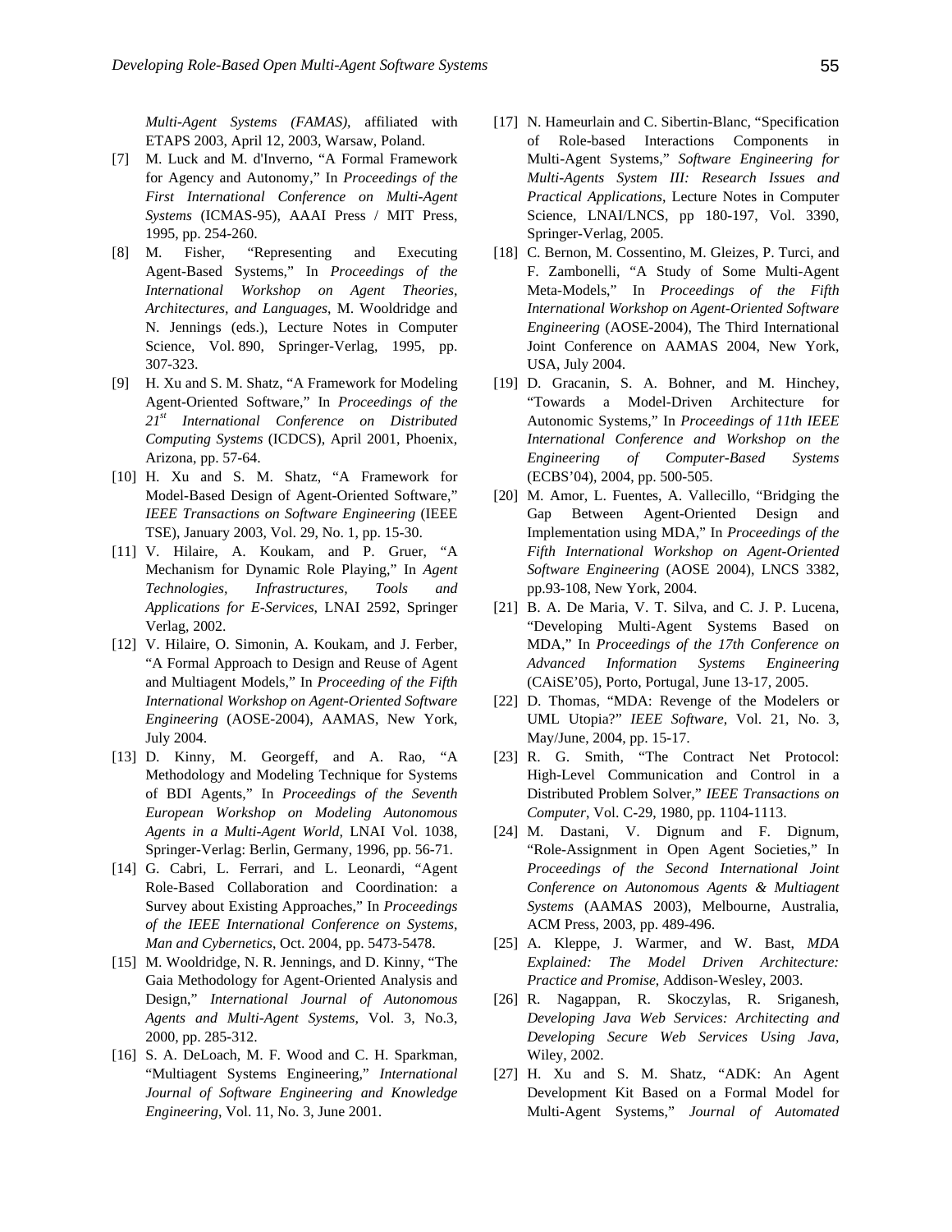*Multi-Agent Systems (FAMAS)*, affiliated with ETAPS 2003, April 12, 2003, Warsaw, Poland.

[7] M. Luck and M. d'Inverno, "A Formal Framework for Agency and Autonomy," In *Proceedings of the First International Conference on Multi-Agent Systems* (ICMAS-95), AAAI Press / MIT Press, 1995, pp. 254-260.

[8] M. Fisher, "Representing and Executing Agent-Based Systems," In *Proceedings of the International Workshop on Agent Theories, Architectures, and Languages*, M. Wooldridge and N. Jennings (eds.), Lecture Notes in Computer Science, Vol. 890, Springer-Verlag, 1995, pp. 307-323.

[9] H. Xu and S. M. Shatz, "A Framework for Modeling Agent-Oriented Software," In *Proceedings of the 21st International Conference on Distributed Computing Systems* (ICDCS), April 2001, Phoenix, Arizona, pp. 57-64.

[10] H. Xu and S. M. Shatz, "A Framework for Model-Based Design of Agent-Oriented Software," *IEEE Transactions on Software Engineering* (IEEE TSE), January 2003, Vol. 29, No. 1, pp. 15-30.

[11] V. Hilaire, A. Koukam, and P. Gruer, "A Mechanism for Dynamic Role Playing," In *Agent Technologies, Infrastructures, Tools and Applications for E-Services*, LNAI 2592, Springer Verlag, 2002.

[12] V. Hilaire, O. Simonin, A. Koukam, and J. Ferber, "A Formal Approach to Design and Reuse of Agent and Multiagent Models," In *Proceeding of the Fifth International Workshop on Agent-Oriented Software Engineering* (AOSE-2004), AAMAS, New York, July 2004.

[13] D. Kinny, M. Georgeff, and A. Rao, "A Methodology and Modeling Technique for Systems of BDI Agents," In *Proceedings of the Seventh European Workshop on Modeling Autonomous Agents in a Multi-Agent World,* LNAI Vol. 1038, Springer-Verlag: Berlin, Germany, 1996, pp. 56-71.

[14] G. Cabri, L. Ferrari, and L. Leonardi, "Agent Role-Based Collaboration and Coordination: a Survey about Existing Approaches," In *Proceedings of the IEEE International Conference on Systems, Man and Cybernetics*, Oct. 2004, pp. 5473-5478.

[15] M. Wooldridge, N. R. Jennings, and D. Kinny, "The Gaia Methodology for Agent-Oriented Analysis and Design," *International Journal of Autonomous Agents and Multi-Agent Systems*, Vol. 3, No.3, 2000, pp. 285-312.

[16] S. A. DeLoach, M. F. Wood and C. H. Sparkman, "Multiagent Systems Engineering," *International Journal of Software Engineering and Knowledge Engineering*, Vol. 11, No. 3, June 2001.

[17] N. Hameurlain and C. Sibertin-Blanc, "Specification of Role-based Interactions Components in Multi-Agent Systems," *Software Engineering for Multi-Agents System III: Research Issues and Practical Applications*, Lecture Notes in Computer Science, LNAI/LNCS, pp 180-197, Vol. 3390, Springer-Verlag, 2005.

[18] C. Bernon, M. Cossentino, M. Gleizes, P. Turci, and F. Zambonelli, "A Study of Some Multi-Agent Meta-Models," In *Proceedings of the Fifth International Workshop on Agent-Oriented Software Engineering* (AOSE-2004), The Third International Joint Conference on AAMAS 2004, New York, USA, July 2004.

[19] D. Gracanin, S. A. Bohner, and M. Hinchey, "Towards a Model-Driven Architecture for Autonomic Systems," In *Proceedings of 11th IEEE International Conference and Workshop on the Engineering of Computer-Based Systems* (ECBS'04), 2004, pp. 500-505.

[20] M. Amor, L. Fuentes, A. Vallecillo, "Bridging the Gap Between Agent-Oriented Design and Implementation using MDA," In *Proceedings of the Fifth International Workshop on Agent-Oriented Software Engineering* (AOSE 2004), LNCS 3382, pp.93-108, New York, 2004.

[21] B. A. De Maria, V. T. Silva, and C. J. P. Lucena, "Developing Multi-Agent Systems Based on MDA," In *Proceedings of the 17th Conference on Advanced Information Systems Engineering* (CAiSE'05), Porto, Portugal, June 13-17, 2005.

[22] D. Thomas, "MDA: Revenge of the Modelers or UML Utopia?" *IEEE Software*, Vol. 21, No. 3, May/June, 2004, pp. 15-17.

[23] R. G. Smith, "The Contract Net Protocol: High-Level Communication and Control in a Distributed Problem Solver," *IEEE Transactions on Computer*, Vol. C-29, 1980, pp. 1104-1113.

[24] M. Dastani, V. Dignum and F. Dignum, "Role-Assignment in Open Agent Societies," In *Proceedings of the Second International Joint Conference on Autonomous Agents & Multiagent Systems* (AAMAS 2003), Melbourne, Australia, ACM Press, 2003, pp. 489-496.

[25] A. Kleppe, J. Warmer, and W. Bast, *MDA Explained: The Model Driven Architecture: Practice and Promise*, Addison-Wesley, 2003.

[26] R. Nagappan, R. Skoczylas, R. Sriganesh, *Developing Java Web Services: Architecting and Developing Secure Web Services Using Java*, Wiley, 2002.

[27] H. Xu and S. M. Shatz, "ADK: An Agent Development Kit Based on a Formal Model for Multi-Agent Systems," *Journal of Automated*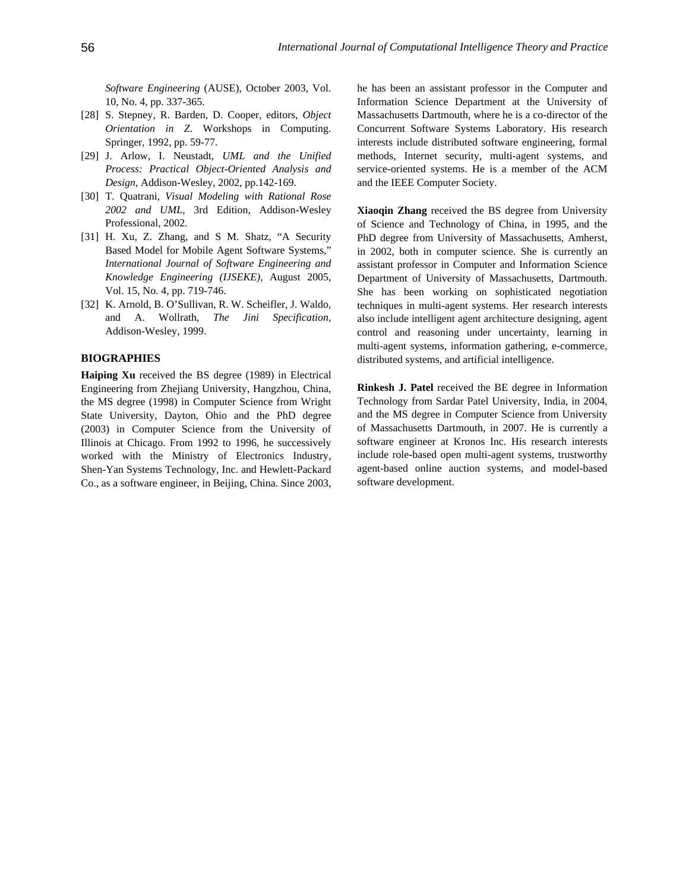*Software Engineering* (AUSE), October 2003, Vol. 10, No. 4, pp. 337-365.

[28] S. Stepney, R. Barden, D. Cooper, editors, *Object Orientation in Z.* Workshops in Computing. Springer, 1992, pp. 59-77.

[29] J. Arlow, I. Neustadt, *UML and the Unified Process: Practical Object-Oriented Analysis and Design*, Addison-Wesley, 2002, pp.142-169.

[30] T. Quatrani, *Visual Modeling with Rational Rose 2002 and UML*, 3rd Edition, Addison-Wesley Professional, 2002.

[31] H. Xu, Z. Zhang, and S M. Shatz, "A Security Based Model for Mobile Agent Software Systems," *International Journal of Software Engineering and Knowledge Engineering (IJSEKE)*, August 2005, Vol. 15, No. 4, pp. 719-746.

[32] K. Arnold, B. O'Sullivan, R. W. Scheifler, J. Waldo, and A. Wollrath, *The Jini Specification*, Addison-Wesley, 1999.

## BIOGRAPHIES

**Haiping Xu** received the BS degree (1989) in Electrical Engineering from Zhejiang University, Hangzhou, China, the MS degree (1998) in Computer Science from Wright State University, Dayton, Ohio and the PhD degree (2003) in Computer Science from the University of Illinois at Chicago. From 1992 to 1996, he successively worked with the Ministry of Electronics Industry, Shen-Yan Systems Technology, Inc. and Hewlett-Packard Co., as a software engineer, in Beijing, China. Since 2003, he has been an assistant professor in the Computer and Information Science Department at the University of Massachusetts Dartmouth, where he is a co-director of the Concurrent Software Systems Laboratory. His research interests include distributed software engineering, formal methods, Internet security, multi-agent systems, and service-oriented systems. He is a member of the ACM and the IEEE Computer Society.

**Xiaoqin Zhang** received the BS degree from University of Science and Technology of China, in 1995, and the PhD degree from University of Massachusetts, Amherst, in 2002, both in computer science. She is currently an assistant professor in Computer and Information Science Department of University of Massachusetts, Dartmouth. She has been working on sophisticated negotiation techniques in multi-agent systems. Her research interests also include intelligent agent architecture designing, agent control and reasoning under uncertainty, learning in multi-agent systems, information gathering, e-commerce, distributed systems, and artificial intelligence.

**Rinkesh J. Patel** received the BE degree in Information Technology from Sardar Patel University, India, in 2004, and the MS degree in Computer Science from University of Massachusetts Dartmouth, in 2007. He is currently a software engineer at Kronos Inc. His research interests include role-based open multi-agent systems, trustworthy agent-based online auction systems, and model-based software development.